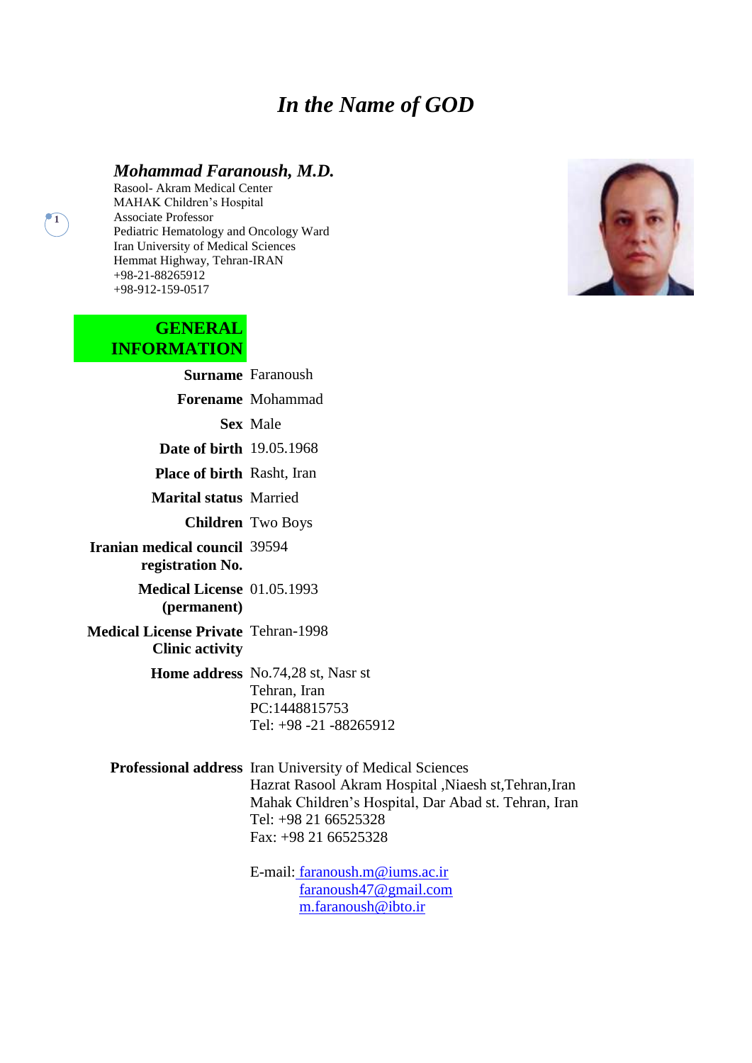# *In the Name of GOD*

***Mohammad Faranoush, M.D.***
Rasool- Akram Medical Center
MAHAK Children's Hospital
Associate Professor
Pediatric Hematology and Oncology Ward
Iran University of Medical Sciences
Hemmat Highway, Tehran-IRAN
+98-21-88265912
+98-912-159-0517

## GENERAL INFORMATION

| | |
|---|---|
| **Surname** | Faranoush |
| **Forename** | Mohammad |
| **Sex** | Male |
| **Date of birth** | 19.05.1968 |
| **Place of birth** | Rasht, Iran |
| **Marital status** | Married |
| **Children** | Two Boys |
| **Iranian medical council registration No.** | 39594 |
| **Medical License (permanent)** | 01.05.1993 |
| **Medical License Private Clinic activity** | Tehran-1998 |
| **Home address** | No.74,28 st, Nasr st<br>Tehran, Iran<br>PC:1448815753<br>Tel: +98 -21 -88265912 |
| **Professional address** | Iran University of Medical Sciences<br>Hazrat Rasool Akram Hospital ,Niaesh st,Tehran,Iran<br>Mahak Children's Hospital, Dar Abad st. Tehran, Iran<br>Tel: +98 21 66525328<br>Fax: +98 21 66525328 |
| | E-mail: faranoush.m@iums.ac.ir<br>faranoush47@gmail.com<br>m.faranoush@ibto.ir |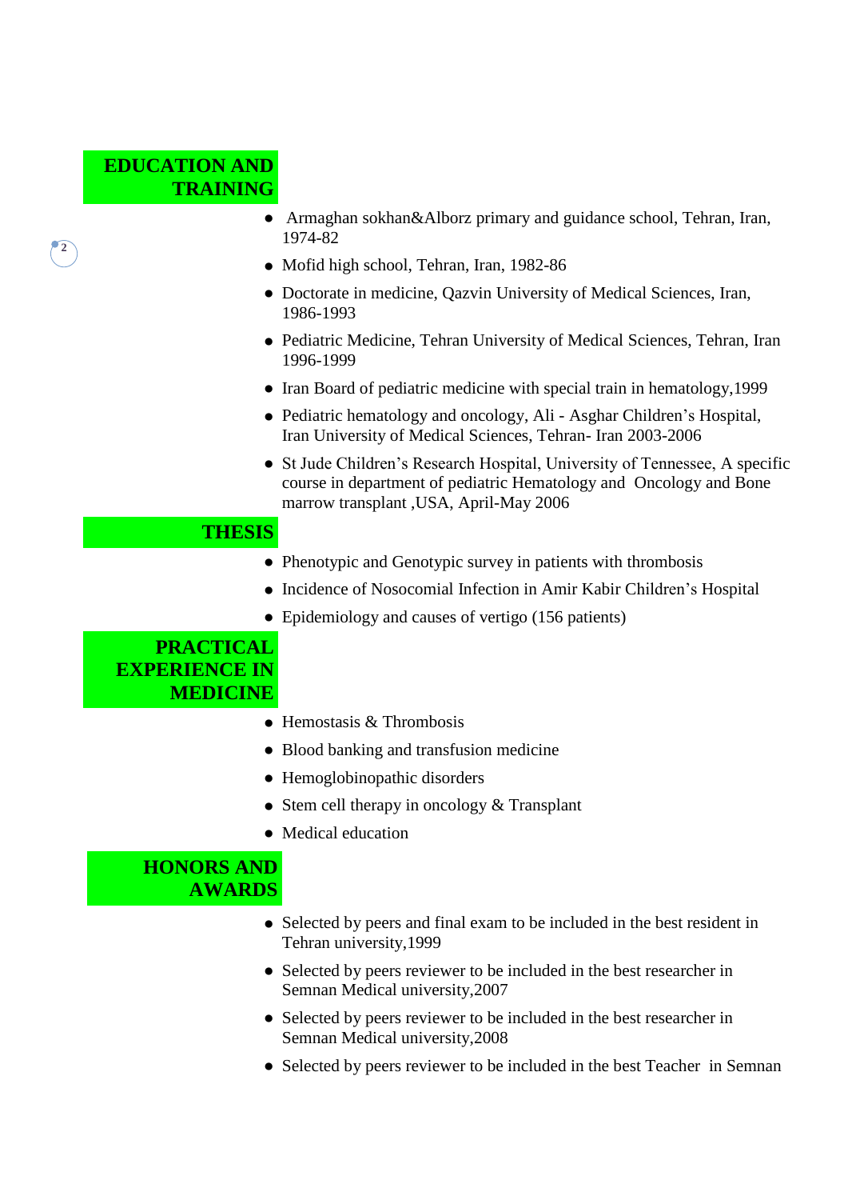## EDUCATION AND TRAINING

- Armaghan sokhan&Alborz primary and guidance school, Tehran, Iran, 1974-82
- Mofid high school, Tehran, Iran, 1982-86
- Doctorate in medicine, Qazvin University of Medical Sciences, Iran, 1986-1993
- Pediatric Medicine, Tehran University of Medical Sciences, Tehran, Iran 1996-1999
- Iran Board of pediatric medicine with special train in hematology,1999
- Pediatric hematology and oncology, Ali - Asghar Children's Hospital, Iran University of Medical Sciences, Tehran- Iran 2003-2006
- St Jude Children's Research Hospital, University of Tennessee, A specific course in department of pediatric Hematology and Oncology and Bone marrow transplant ,USA, April-May 2006

## THESIS

- Phenotypic and Genotypic survey in patients with thrombosis
- Incidence of Nosocomial Infection in Amir Kabir Children's Hospital
- Epidemiology and causes of vertigo (156 patients)

## PRACTICAL EXPERIENCE IN MEDICINE

- Hemostasis & Thrombosis
- Blood banking and transfusion medicine
- Hemoglobinopathic disorders
- Stem cell therapy in oncology & Transplant
- Medical education

## HONORS AND AWARDS

- Selected by peers and final exam to be included in the best resident in Tehran university,1999
- Selected by peers reviewer to be included in the best researcher in Semnan Medical university,2007
- Selected by peers reviewer to be included in the best researcher in Semnan Medical university,2008
- Selected by peers reviewer to be included in the best Teacher in Semnan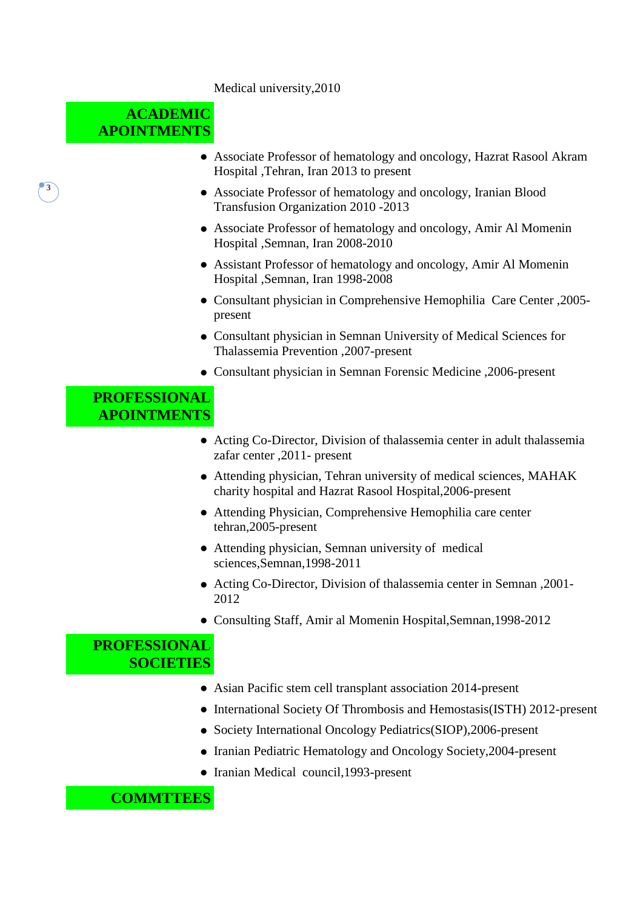Medical university,2010

## ACADEMIC APOINTMENTS

- Associate Professor of hematology and oncology, Hazrat Rasool Akram Hospital ,Tehran, Iran 2013 to present
- Associate Professor of hematology and oncology, Iranian Blood Transfusion Organization 2010 -2013
- Associate Professor of hematology and oncology, Amir Al Momenin Hospital ,Semnan, Iran 2008-2010
- Assistant Professor of hematology and oncology, Amir Al Momenin Hospital ,Semnan, Iran 1998-2008
- Consultant physician in Comprehensive Hemophilia Care Center ,2005-present
- Consultant physician in Semnan University of Medical Sciences for Thalassemia Prevention ,2007-present
- Consultant physician in Semnan Forensic Medicine ,2006-present

## PROFESSIONAL APOINTMENTS

- Acting Co-Director, Division of thalassemia center in adult thalassemia zafar center ,2011- present
- Attending physician, Tehran university of medical sciences, MAHAK charity hospital and Hazrat Rasool Hospital,2006-present
- Attending Physician, Comprehensive Hemophilia care center tehran,2005-present
- Attending physician, Semnan university of medical sciences,Semnan,1998-2011
- Acting Co-Director, Division of thalassemia center in Semnan ,2001-2012
- Consulting Staff, Amir al Momenin Hospital,Semnan,1998-2012

## PROFESSIONAL SOCIETIES

- Asian Pacific stem cell transplant association 2014-present
- International Society Of Thrombosis and Hemostasis(ISTH) 2012-present
- Society International Oncology Pediatrics(SIOP),2006-present
- Iranian Pediatric Hematology and Oncology Society,2004-present
- Iranian Medical council,1993-present

## COMMTTEES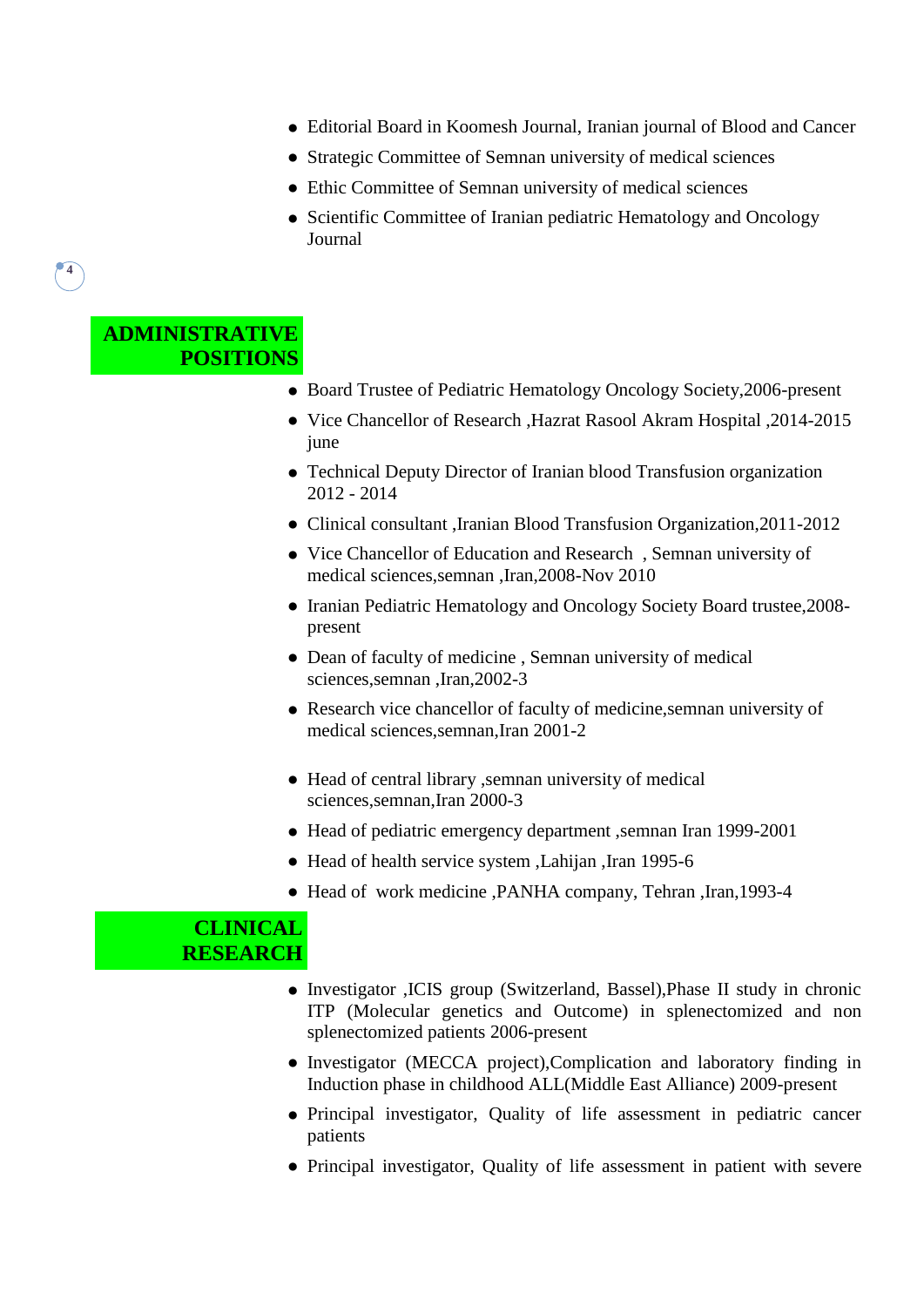- Editorial Board in Koomesh Journal, Iranian journal of Blood and Cancer
- Strategic Committee of Semnan university of medical sciences
- Ethic Committee of Semnan university of medical sciences
- Scientific Committee of Iranian pediatric Hematology and Oncology Journal

## ADMINISTRATIVE POSITIONS

- Board Trustee of Pediatric Hematology Oncology Society,2006-present
- Vice Chancellor of Research ,Hazrat Rasool Akram Hospital ,2014-2015 june
- Technical Deputy Director of Iranian blood Transfusion organization 2012 - 2014
- Clinical consultant ,Iranian Blood Transfusion Organization,2011-2012
- Vice Chancellor of Education and Research , Semnan university of medical sciences,semnan ,Iran,2008-Nov 2010
- Iranian Pediatric Hematology and Oncology Society Board trustee,2008-present
- Dean of faculty of medicine , Semnan university of medical sciences,semnan ,Iran,2002-3
- Research vice chancellor of faculty of medicine,semnan university of medical sciences,semnan,Iran 2001-2
- Head of central library ,semnan university of medical sciences,semnan,Iran 2000-3
- Head of pediatric emergency department ,semnan Iran 1999-2001
- Head of health service system ,Lahijan ,Iran 1995-6
- Head of work medicine ,PANHA company, Tehran ,Iran,1993-4

## CLINICAL RESEARCH

- Investigator ,ICIS group (Switzerland, Bassel),Phase II study in chronic ITP (Molecular genetics and Outcome) in splenectomized and non splenectomized patients 2006-present
- Investigator (MECCA project),Complication and laboratory finding in Induction phase in childhood ALL(Middle East Alliance) 2009-present
- Principal investigator, Quality of life assessment in pediatric cancer patients
- Principal investigator, Quality of life assessment in patient with severe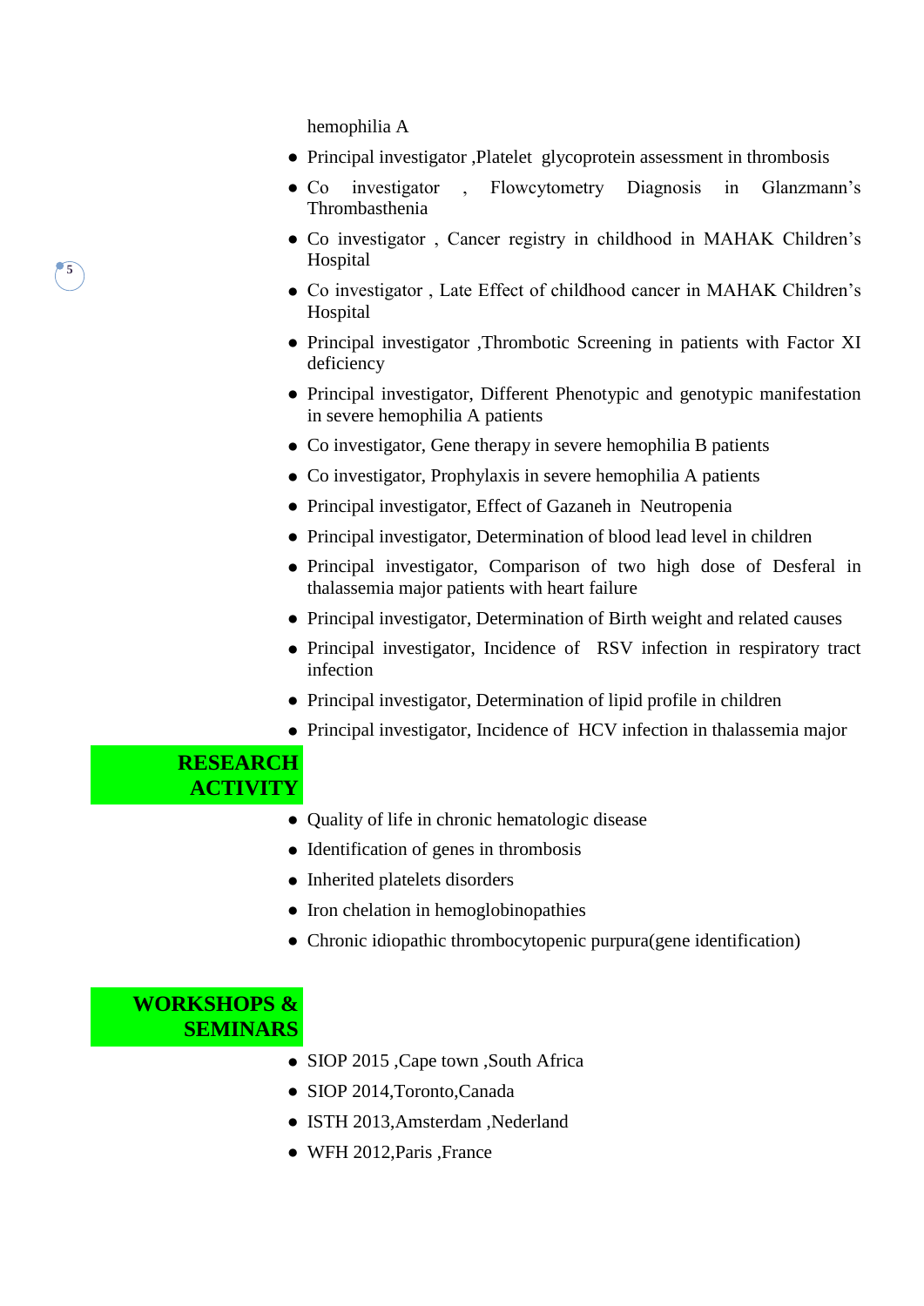hemophilia A

- Principal investigator ,Platelet glycoprotein assessment in thrombosis
- Co investigator , Flowcytometry Diagnosis in Glanzmann's Thrombasthenia
- Co investigator , Cancer registry in childhood in MAHAK Children's Hospital
- Co investigator , Late Effect of childhood cancer in MAHAK Children's Hospital
- Principal investigator ,Thrombotic Screening in patients with Factor XI deficiency
- Principal investigator, Different Phenotypic and genotypic manifestation in severe hemophilia A patients
- Co investigator, Gene therapy in severe hemophilia B patients
- Co investigator, Prophylaxis in severe hemophilia A patients
- Principal investigator, Effect of Gazaneh in Neutropenia
- Principal investigator, Determination of blood lead level in children
- Principal investigator, Comparison of two high dose of Desferal in thalassemia major patients with heart failure
- Principal investigator, Determination of Birth weight and related causes
- Principal investigator, Incidence of RSV infection in respiratory tract infection
- Principal investigator, Determination of lipid profile in children
- Principal investigator, Incidence of HCV infection in thalassemia major

## RESEARCH ACTIVITY

- Quality of life in chronic hematologic disease
- Identification of genes in thrombosis
- Inherited platelets disorders
- Iron chelation in hemoglobinopathies
- Chronic idiopathic thrombocytopenic purpura(gene identification)

## WORKSHOPS & SEMINARS

- SIOP 2015 ,Cape town ,South Africa
- SIOP 2014,Toronto,Canada
- ISTH 2013,Amsterdam ,Nederland
- WFH 2012,Paris ,France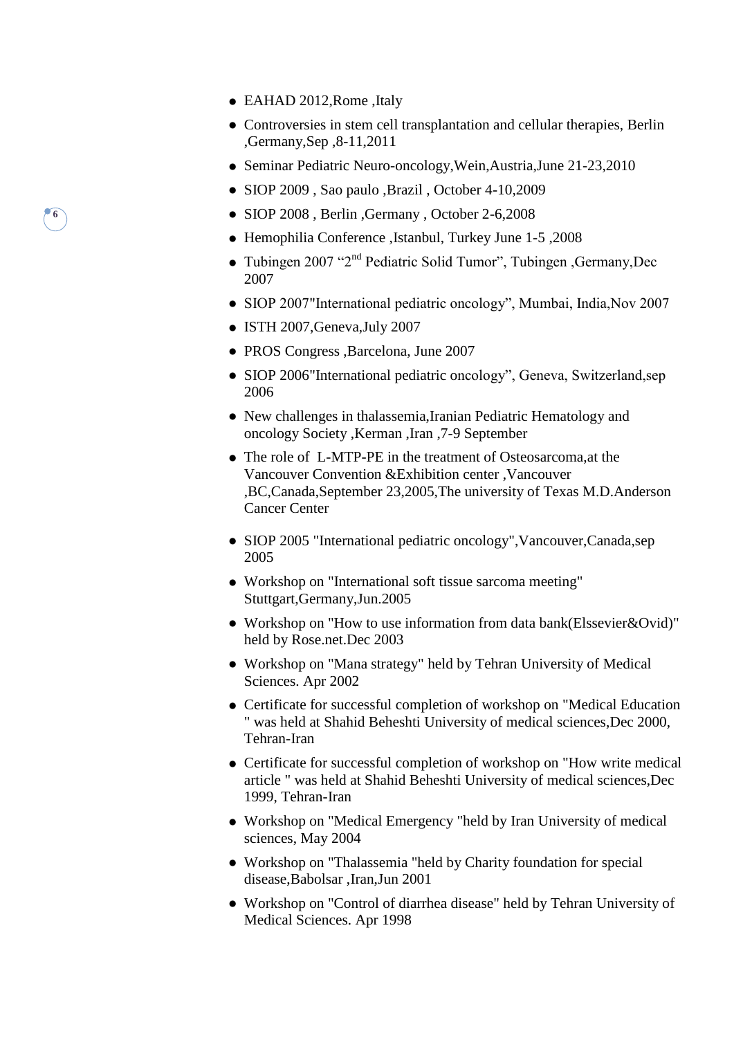- EAHAD 2012,Rome ,Italy
- Controversies in stem cell transplantation and cellular therapies, Berlin ,Germany,Sep ,8-11,2011
- Seminar Pediatric Neuro-oncology,Wein,Austria,June 21-23,2010
- SIOP 2009 , Sao paulo ,Brazil , October 4-10,2009
- SIOP 2008 , Berlin ,Germany , October 2-6,2008
- Hemophilia Conference ,Istanbul, Turkey June 1-5 ,2008
- Tubingen 2007 “2nd Pediatric Solid Tumor”, Tubingen ,Germany,Dec 2007
- SIOP 2007"International pediatric oncology”, Mumbai, India,Nov 2007
- ISTH 2007,Geneva,July 2007
- PROS Congress ,Barcelona, June 2007
- SIOP 2006"International pediatric oncology”, Geneva, Switzerland,sep 2006
- New challenges in thalassemia,Iranian Pediatric Hematology and oncology Society ,Kerman ,Iran ,7-9 September
- The role of L-MTP-PE in the treatment of Osteosarcoma,at the Vancouver Convention &Exhibition center ,Vancouver ,BC,Canada,September 23,2005,The university of Texas M.D.Anderson Cancer Center
- SIOP 2005 "International pediatric oncology",Vancouver,Canada,sep 2005
- Workshop on "International soft tissue sarcoma meeting" Stuttgart,Germany,Jun.2005
- Workshop on "How to use information from data bank(Elssevier&Ovid)" held by Rose.net.Dec 2003
- Workshop on "Mana strategy" held by Tehran University of Medical Sciences. Apr 2002
- Certificate for successful completion of workshop on "Medical Education " was held at Shahid Beheshti University of medical sciences,Dec 2000, Tehran-Iran
- Certificate for successful completion of workshop on "How write medical article " was held at Shahid Beheshti University of medical sciences,Dec 1999, Tehran-Iran
- Workshop on "Medical Emergency "held by Iran University of medical sciences, May 2004
- Workshop on "Thalassemia "held by Charity foundation for special disease,Babolsar ,Iran,Jun 2001
- Workshop on "Control of diarrhea disease" held by Tehran University of Medical Sciences. Apr 1998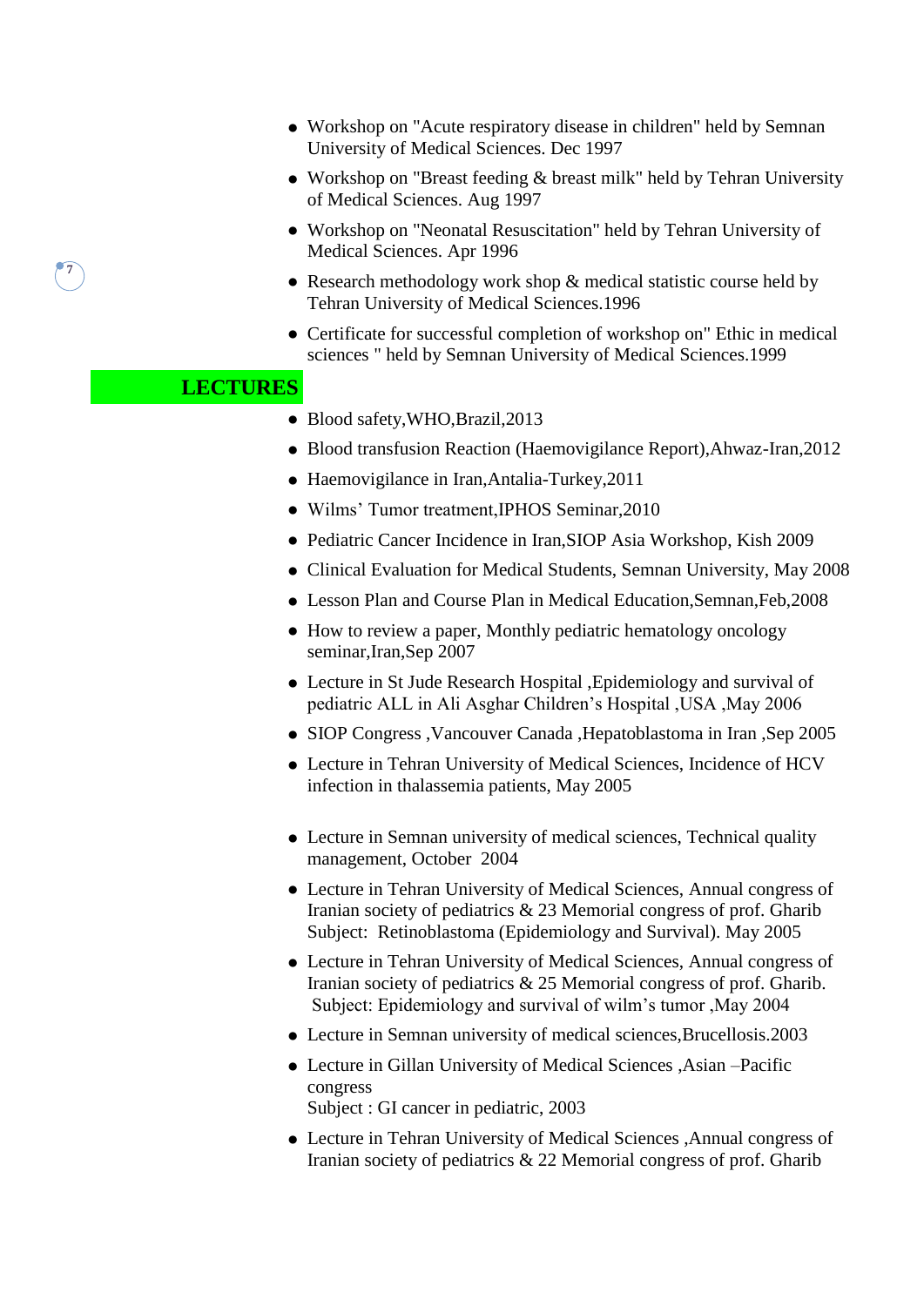- Workshop on "Acute respiratory disease in children" held by Semnan University of Medical Sciences. Dec 1997
- Workshop on "Breast feeding & breast milk" held by Tehran University of Medical Sciences. Aug 1997
- Workshop on "Neonatal Resuscitation" held by Tehran University of Medical Sciences. Apr 1996
- Research methodology work shop & medical statistic course held by Tehran University of Medical Sciences.1996
- Certificate for successful completion of workshop on" Ethic in medical sciences " held by Semnan University of Medical Sciences.1999

## LECTURES

- Blood safety,WHO,Brazil,2013
- Blood transfusion Reaction (Haemovigilance Report),Ahwaz-Iran,2012
- Haemovigilance in Iran,Antalia-Turkey,2011
- Wilms' Tumor treatment,IPHOS Seminar,2010
- Pediatric Cancer Incidence in Iran,SIOP Asia Workshop, Kish 2009
- Clinical Evaluation for Medical Students, Semnan University, May 2008
- Lesson Plan and Course Plan in Medical Education,Semnan,Feb,2008
- How to review a paper, Monthly pediatric hematology oncology seminar,Iran,Sep 2007
- Lecture in St Jude Research Hospital ,Epidemiology and survival of pediatric ALL in Ali Asghar Children's Hospital ,USA ,May 2006
- SIOP Congress ,Vancouver Canada ,Hepatoblastoma in Iran ,Sep 2005
- Lecture in Tehran University of Medical Sciences, Incidence of HCV infection in thalassemia patients, May 2005
- Lecture in Semnan university of medical sciences, Technical quality management, October 2004
- Lecture in Tehran University of Medical Sciences, Annual congress of Iranian society of pediatrics & 23 Memorial congress of prof. Gharib Subject: Retinoblastoma (Epidemiology and Survival). May 2005
- Lecture in Tehran University of Medical Sciences, Annual congress of Iranian society of pediatrics & 25 Memorial congress of prof. Gharib. Subject: Epidemiology and survival of wilm's tumor ,May 2004
- Lecture in Semnan university of medical sciences,Brucellosis.2003
- Lecture in Gillan University of Medical Sciences ,Asian –Pacific congress
  Subject : GI cancer in pediatric, 2003
- Lecture in Tehran University of Medical Sciences ,Annual congress of Iranian society of pediatrics & 22 Memorial congress of prof. Gharib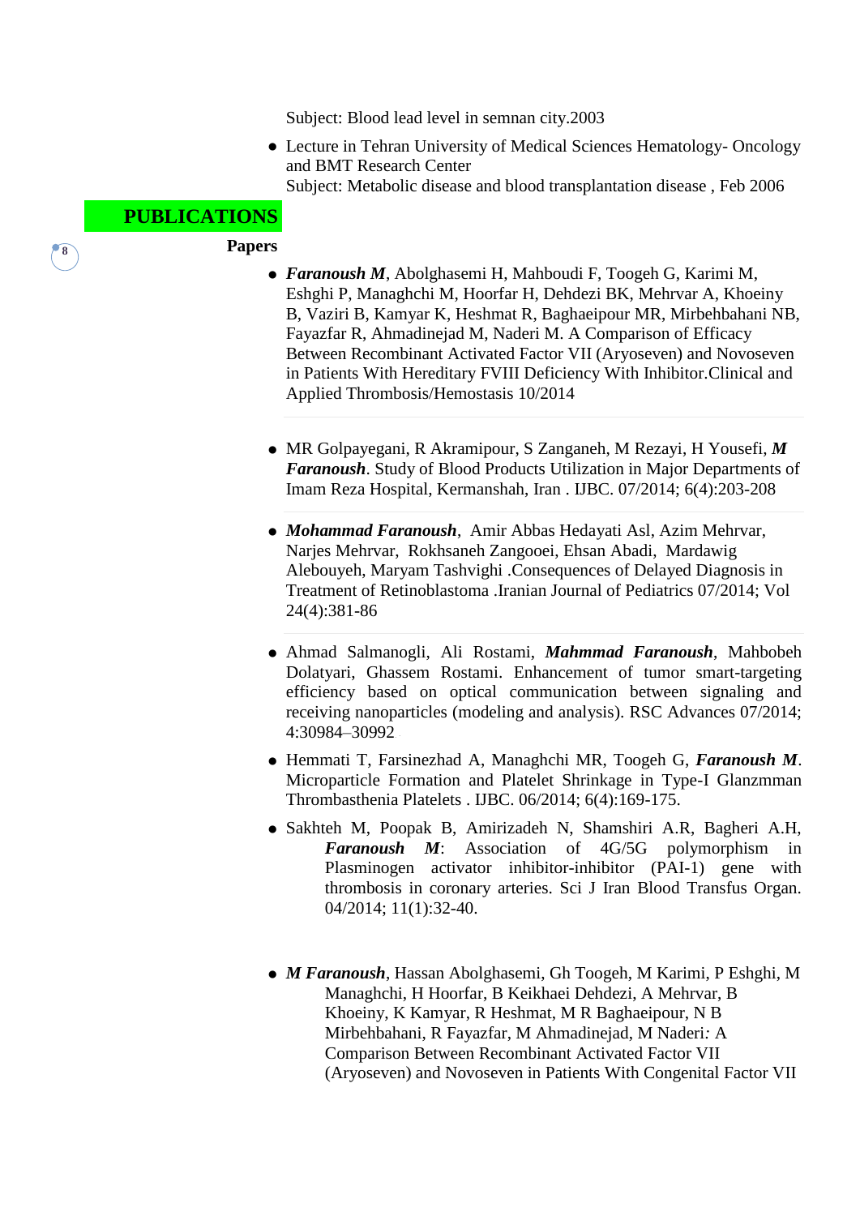Subject: Blood lead level in semnan city.2003

- Lecture in Tehran University of Medical Sciences Hematology- Oncology and BMT Research Center
  Subject: Metabolic disease and blood transplantation disease , Feb 2006

## PUBLICATIONS

### Papers

- ***Faranoush M***, Abolghasemi H, Mahboudi F, Toogeh G, Karimi M, Eshghi P, Managhchi M, Hoorfar H, Dehdezi BK, Mehrvar A, Khoeiny B, Vaziri B, Kamyar K, Heshmat R, Baghaeipour MR, Mirbehbahani NB, Fayazfar R, Ahmadinejad M, Naderi M. A Comparison of Efficacy Between Recombinant Activated Factor VII (Aryoseven) and Novoseven in Patients With Hereditary FVIII Deficiency With Inhibitor.Clinical and Applied Thrombosis/Hemostasis 10/2014

- MR Golpayegani, R Akramipour, S Zanganeh, M Rezayi, H Yousefi, ***M Faranoush***. Study of Blood Products Utilization in Major Departments of Imam Reza Hospital, Kermanshah, Iran . IJBC. 07/2014; 6(4):203-208

- ***Mohammad Faranoush***, Amir Abbas Hedayati Asl, Azim Mehrvar, Narjes Mehrvar, Rokhsaneh Zangooei, Ehsan Abadi, Mardawig Alebouyeh, Maryam Tashvighi .Consequences of Delayed Diagnosis in Treatment of Retinoblastoma .Iranian Journal of Pediatrics 07/2014; Vol 24(4):381-86

- Ahmad Salmanogli, Ali Rostami, ***Mahmmad Faranoush***, Mahbobeh Dolatyari, Ghassem Rostami. Enhancement of tumor smart-targeting efficiency based on optical communication between signaling and receiving nanoparticles (modeling and analysis). RSC Advances 07/2014; 4:30984–30992

- Hemmati T, Farsinezhad A, Managhchi MR, Toogeh G, ***Faranoush M***. Microparticle Formation and Platelet Shrinkage in Type-I Glanzmman Thrombasthenia Platelets . IJBC. 06/2014; 6(4):169-175.

- Sakhteh M, Poopak B, Amirizadeh N, Shamshiri A.R, Bagheri A.H, ***Faranoush M***: Association of 4G/5G polymorphism in Plasminogen activator inhibitor-inhibitor (PAI-1) gene with thrombosis in coronary arteries. Sci J Iran Blood Transfus Organ. 04/2014; 11(1):32-40.

- ***M Faranoush***, Hassan Abolghasemi, Gh Toogeh, M Karimi, P Eshghi, M Managhchi, H Hoorfar, B Keikhaei Dehdezi, A Mehrvar, B Khoeiny, K Kamyar, R Heshmat, M R Baghaeipour, N B Mirbehbahani, R Fayazfar, M Ahmadinejad, M Naderi*:* A Comparison Between Recombinant Activated Factor VII (Aryoseven) and Novoseven in Patients With Congenital Factor VII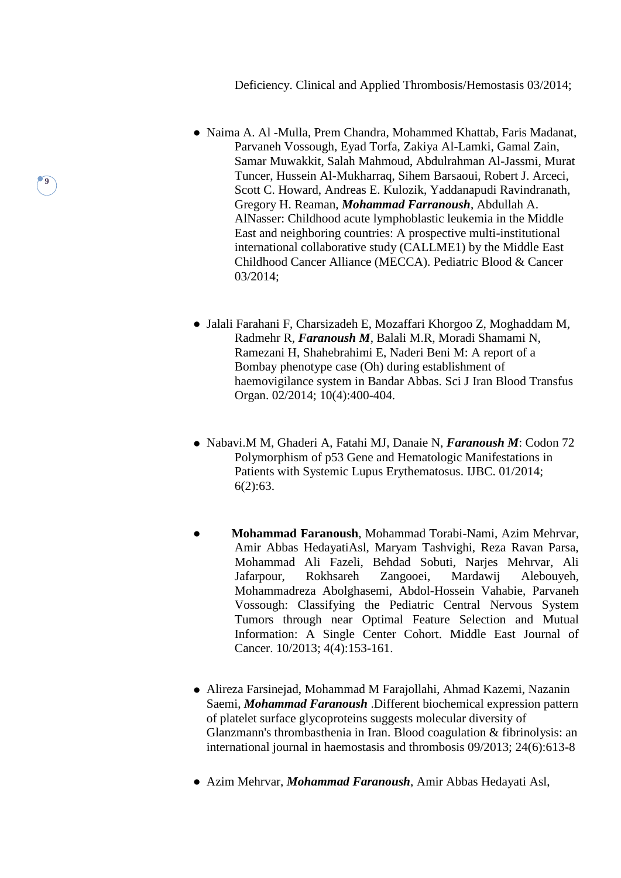Deficiency. Clinical and Applied Thrombosis/Hemostasis 03/2014;

- Naima A. Al -Mulla, Prem Chandra, Mohammed Khattab, Faris Madanat, Parvaneh Vossough, Eyad Torfa, Zakiya Al-Lamki, Gamal Zain, Samar Muwakkit, Salah Mahmoud, Abdulrahman Al-Jassmi, Murat Tuncer, Hussein Al-Mukharraq, Sihem Barsaoui, Robert J. Arceci, Scott C. Howard, Andreas E. Kulozik, Yaddanapudi Ravindranath, Gregory H. Reaman, ***Mohammad Farranoush***, Abdullah A. AlNasser: Childhood acute lymphoblastic leukemia in the Middle East and neighboring countries: A prospective multi-institutional international collaborative study (CALLME1) by the Middle East Childhood Cancer Alliance (MECCA). Pediatric Blood & Cancer 03/2014;

- Jalali Farahani F, Charsizadeh E, Mozaffari Khorgoo Z, Moghaddam M, Radmehr R, ***Faranoush M***, Balali M.R, Moradi Shamami N, Ramezani H, Shahebrahimi E, Naderi Beni M: A report of a Bombay phenotype case (Oh) during establishment of haemovigilance system in Bandar Abbas. Sci J Iran Blood Transfus Organ. 02/2014; 10(4):400-404.

- Nabavi.M M, Ghaderi A, Fatahi MJ, Danaie N, ***Faranoush M***: Codon 72 Polymorphism of p53 Gene and Hematologic Manifestations in Patients with Systemic Lupus Erythematosus. IJBC. 01/2014; 6(2):63.

- **Mohammad Faranoush**, Mohammad Torabi-Nami, Azim Mehrvar, Amir Abbas HedayatiAsl, Maryam Tashvighi, Reza Ravan Parsa, Mohammad Ali Fazeli, Behdad Sobuti, Narjes Mehrvar, Ali Jafarpour, Rokhsareh Zangooei, Mardawij Alebouyeh, Mohammadreza Abolghasemi, Abdol-Hossein Vahabie, Parvaneh Vossough: Classifying the Pediatric Central Nervous System Tumors through near Optimal Feature Selection and Mutual Information: A Single Center Cohort. Middle East Journal of Cancer. 10/2013; 4(4):153-161.

- Alireza Farsinejad, Mohammad M Farajollahi, Ahmad Kazemi, Nazanin Saemi, ***Mohammad Faranoush*** .Different biochemical expression pattern of platelet surface glycoproteins suggests molecular diversity of Glanzmann's thrombasthenia in Iran. Blood coagulation & fibrinolysis: an international journal in haemostasis and thrombosis 09/2013; 24(6):613-8

- Azim Mehrvar, ***Mohammad Faranoush***, Amir Abbas Hedayati Asl,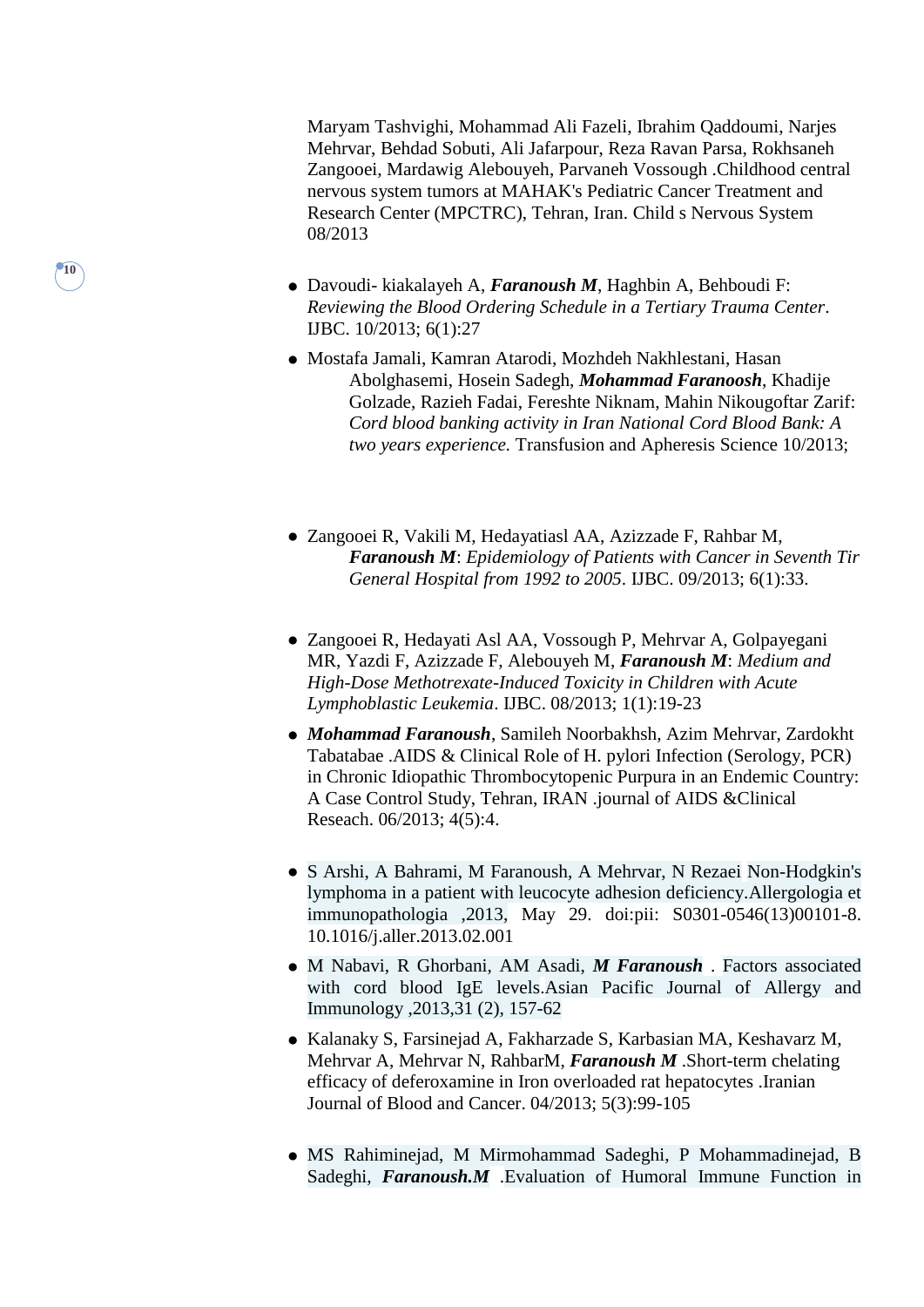Maryam Tashvighi, Mohammad Ali Fazeli, Ibrahim Qaddoumi, Narjes Mehrvar, Behdad Sobuti, Ali Jafarpour, Reza Ravan Parsa, Rokhsaneh Zangooei, Mardawig Alebouyeh, Parvaneh Vossough .Childhood central nervous system tumors at MAHAK's Pediatric Cancer Treatment and Research Center (MPCTRC), Tehran, Iran. Child s Nervous System 08/2013

- Davoudi- kiakalayeh A, ***Faranoush M***, Haghbin A, Behboudi F: *Reviewing the Blood Ordering Schedule in a Tertiary Trauma Center*. IJBC. 10/2013; 6(1):27
- Mostafa Jamali, Kamran Atarodi, Mozhdeh Nakhlestani, Hasan Abolghasemi, Hosein Sadegh, ***Mohammad Faranoosh***, Khadije Golzade, Razieh Fadai, Fereshte Niknam, Mahin Nikougoftar Zarif: *Cord blood banking activity in Iran National Cord Blood Bank: A two years experience.* Transfusion and Apheresis Science 10/2013;
- Zangooei R, Vakili M, Hedayatiasl AA, Azizzade F, Rahbar M, ***Faranoush M***: *Epidemiology of Patients with Cancer in Seventh Tir General Hospital from 1992 to 2005*. IJBC. 09/2013; 6(1):33.
- Zangooei R, Hedayati Asl AA, Vossough P, Mehrvar A, Golpayegani MR, Yazdi F, Azizzade F, Alebouyeh M, ***Faranoush M***: *Medium and High-Dose Methotrexate-Induced Toxicity in Children with Acute Lymphoblastic Leukemia*. IJBC. 08/2013; 1(1):19-23
- ***Mohammad Faranoush***, Samileh Noorbakhsh, Azim Mehrvar, Zardokht Tabatabae .AIDS & Clinical Role of H. pylori Infection (Serology, PCR) in Chronic Idiopathic Thrombocytopenic Purpura in an Endemic Country: A Case Control Study, Tehran, IRAN .journal of AIDS &Clinical Reseach. 06/2013; 4(5):4.
- S Arshi, A Bahrami, M Faranoush, A Mehrvar, N Rezaei Non-Hodgkin's lymphoma in a patient with leucocyte adhesion deficiency.Allergologia et immunopathologia ,2013, May 29. doi:pii: S0301-0546(13)00101-8. 10.1016/j.aller.2013.02.001
- M Nabavi, R Ghorbani, AM Asadi, ***M Faranoush*** . Factors associated with cord blood IgE levels.Asian Pacific Journal of Allergy and Immunology ,2013,31 (2), 157-62
- Kalanaky S, Farsinejad A, Fakharzade S, Karbasian MA, Keshavarz M, Mehrvar A, Mehrvar N, RahbarM, ***Faranoush M*** .Short-term chelating efficacy of deferoxamine in Iron overloaded rat hepatocytes .Iranian Journal of Blood and Cancer. 04/2013; 5(3):99-105
- MS Rahiminejad, M Mirmohammad Sadeghi, P Mohammadinejad, B Sadeghi, ***Faranoush.M*** .Evaluation of Humoral Immune Function in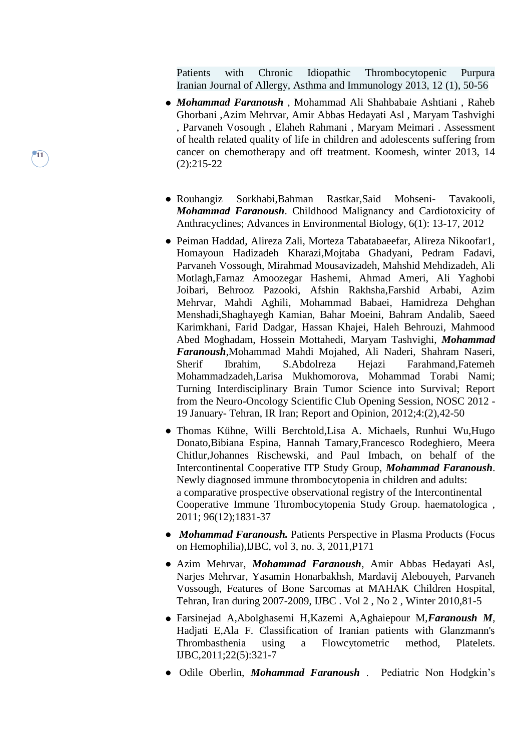Patients with Chronic Idiopathic Thrombocytopenic Purpura Iranian Journal of Allergy, Asthma and Immunology 2013, 12 (1), 50-56

- ***Mohammad Faranoush*** , Mohammad Ali Shahbabaie Ashtiani , Raheb Ghorbani ,Azim Mehrvar, Amir Abbas Hedayati Asl , Maryam Tashvighi , Parvaneh Vosough , Elaheh Rahmani , Maryam Meimari . Assessment of health related quality of life in children and adolescents suffering from cancer on chemotherapy and off treatment. Koomesh, winter 2013, 14 (2):215-22

- Rouhangiz Sorkhabi,Bahman Rastkar,Said Mohseni- Tavakooli, ***Mohammad Faranoush***. Childhood Malignancy and Cardiotoxicity of Anthracyclines; Advances in Environmental Biology, 6(1): 13-17, 2012

- Peiman Haddad, Alireza Zali, Morteza Tabatabaeefar, Alireza Nikoofar1, Homayoun Hadizadeh Kharazi,Mojtaba Ghadyani, Pedram Fadavi, Parvaneh Vossough, Mirahmad Mousavizadeh, Mahshid Mehdizadeh, Ali Motlagh,Farnaz Amoozegar Hashemi, Ahmad Ameri, Ali Yaghobi Joibari, Behrooz Pazooki, Afshin Rakhsha,Farshid Arbabi, Azim Mehrvar, Mahdi Aghili, Mohammad Babaei, Hamidreza Dehghan Menshadi,Shaghayegh Kamian, Bahar Moeini, Bahram Andalib, Saeed Karimkhani, Farid Dadgar, Hassan Khajei, Haleh Behrouzi, Mahmood Abed Moghadam, Hossein Mottahedi, Maryam Tashvighi, ***Mohammad Faranoush***,Mohammad Mahdi Mojahed, Ali Naderi, Shahram Naseri, Sherif Ibrahim, S.Abdolreza Hejazi Farahmand,Fatemeh Mohammadzadeh,Larisa Mukhomorova, Mohammad Torabi Nami; Turning Interdisciplinary Brain Tumor Science into Survival; Report from the Neuro-Oncology Scientific Club Opening Session, NOSC 2012 - 19 January- Tehran, IR Iran; Report and Opinion, 2012;4:(2),42-50

- Thomas Kühne, Willi Berchtold,Lisa A. Michaels, Runhui Wu,Hugo Donato,Bibiana Espina, Hannah Tamary,Francesco Rodeghiero, Meera Chitlur,Johannes Rischewski, and Paul Imbach, on behalf of the Intercontinental Cooperative ITP Study Group, ***Mohammad Faranoush***. Newly diagnosed immune thrombocytopenia in children and adults: a comparative prospective observational registry of the Intercontinental Cooperative Immune Thrombocytopenia Study Group. haematologica , 2011; 96(12);1831-37

- ***Mohammad Faranoush.*** Patients Perspective in Plasma Products (Focus on Hemophilia),IJBC, vol 3, no. 3, 2011,P171

- Azim Mehrvar, ***Mohammad Faranoush***, Amir Abbas Hedayati Asl, Narjes Mehrvar, Yasamin Honarbakhsh, Mardavij Alebouyeh, Parvaneh Vossough, Features of Bone Sarcomas at MAHAK Children Hospital, Tehran, Iran during 2007-2009, IJBC . Vol 2 , No 2 , Winter 2010,81-5

- Farsinejad A,Abolghasemi H,Kazemi A,Aghaiepour M,***Faranoush M***, Hadjati E,Ala F. Classification of Iranian patients with Glanzmann's Thrombasthenia using a Flowcytometric method, Platelets. IJBC,2011;22(5):321-7

- Odile Oberlin, ***Mohammad Faranoush*** . Pediatric Non Hodgkin's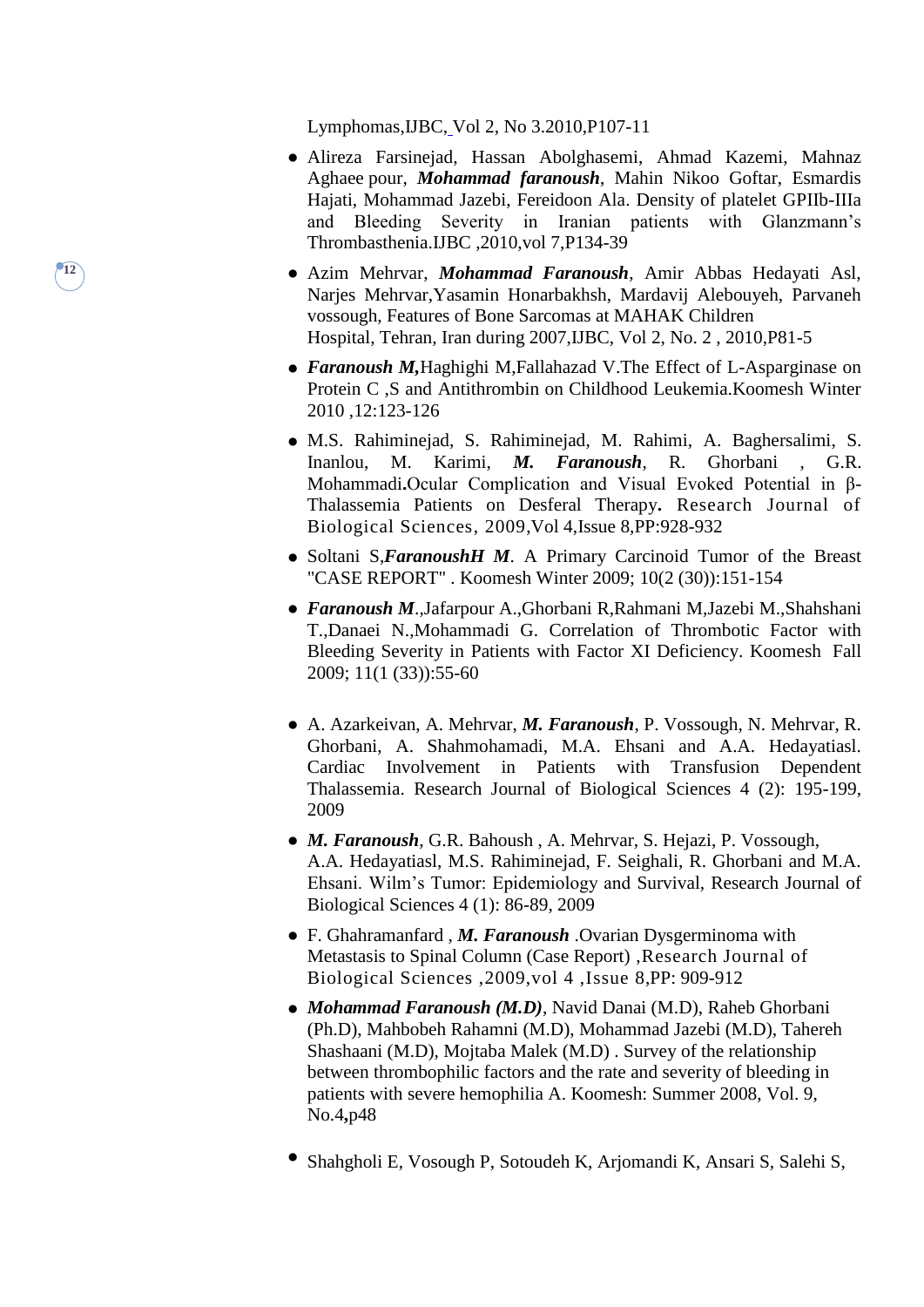Lymphomas,IJBC, Vol 2, No 3.2010,P107-11

- Alireza Farsinejad, Hassan Abolghasemi, Ahmad Kazemi, Mahnaz Aghaee pour, ***Mohammad faranoush***, Mahin Nikoo Goftar, Esmardis Hajati, Mohammad Jazebi, Fereidoon Ala. Density of platelet GPIIb-IIIa and Bleeding Severity in Iranian patients with Glanzmann's Thrombasthenia.IJBC ,2010,vol 7,P134-39
- Azim Mehrvar, ***Mohammad Faranoush***, Amir Abbas Hedayati Asl, Narjes Mehrvar,Yasamin Honarbakhsh, Mardavij Alebouyeh, Parvaneh vossough, Features of Bone Sarcomas at MAHAK Children Hospital, Tehran, Iran during 2007,IJBC, Vol 2, No. 2 , 2010,P81-5
- ***Faranoush M,***Haghighi M,Fallahazad V.The Effect of L-Asparginase on Protein C ,S and Antithrombin on Childhood Leukemia.Koomesh Winter 2010 ,12:123-126
- M.S. Rahiminejad, S. Rahiminejad, M. Rahimi, A. Baghersalimi, S. Inanlou, M. Karimi, ***M. Faranoush***, R. Ghorbani , G.R. Mohammadi**.**Ocular Complication and Visual Evoked Potential in β-Thalassemia Patients on Desferal Therapy**.** Research Journal of Biological Sciences, 2009,Vol 4,Issue 8,PP:928-932
- Soltani S,***FaranoushH M***. A Primary Carcinoid Tumor of the Breast "CASE REPORT" . Koomesh Winter 2009; 10(2 (30)):151-154
- ***Faranoush M***.,Jafarpour A.,Ghorbani R,Rahmani M,Jazebi M.,Shahshani T.,Danaei N.,Mohammadi G. Correlation of Thrombotic Factor with Bleeding Severity in Patients with Factor XI Deficiency. Koomesh Fall 2009; 11(1 (33)):55-60
- A. Azarkeivan, A. Mehrvar, ***M. Faranoush***, P. Vossough, N. Mehrvar, R. Ghorbani, A. Shahmohamadi, M.A. Ehsani and A.A. Hedayatiasl. Cardiac Involvement in Patients with Transfusion Dependent Thalassemia. Research Journal of Biological Sciences 4 (2): 195-199, 2009
- ***M. Faranoush***, G.R. Bahoush , A. Mehrvar, S. Hejazi, P. Vossough, A.A. Hedayatiasl, M.S. Rahiminejad, F. Seighali, R. Ghorbani and M.A. Ehsani. Wilm's Tumor: Epidemiology and Survival, Research Journal of Biological Sciences 4 (1): 86-89, 2009
- F. Ghahramanfard , ***M. Faranoush*** .Ovarian Dysgerminoma with Metastasis to Spinal Column (Case Report) ,Research Journal of Biological Sciences ,2009,vol 4 ,Issue 8,PP: 909-912
- ***Mohammad Faranoush (M.D)***, Navid Danai (M.D), Raheb Ghorbani (Ph.D), Mahbobeh Rahamni (M.D), Mohammad Jazebi (M.D), Tahereh Shashaani (M.D), Mojtaba Malek (M.D) . Survey of the relationship between thrombophilic factors and the rate and severity of bleeding in patients with severe hemophilia A. Koomesh: Summer 2008, Vol. 9, No.4**,**p48
- Shahgholi E, Vosough P, Sotoudeh K, Arjomandi K, Ansari S, Salehi S,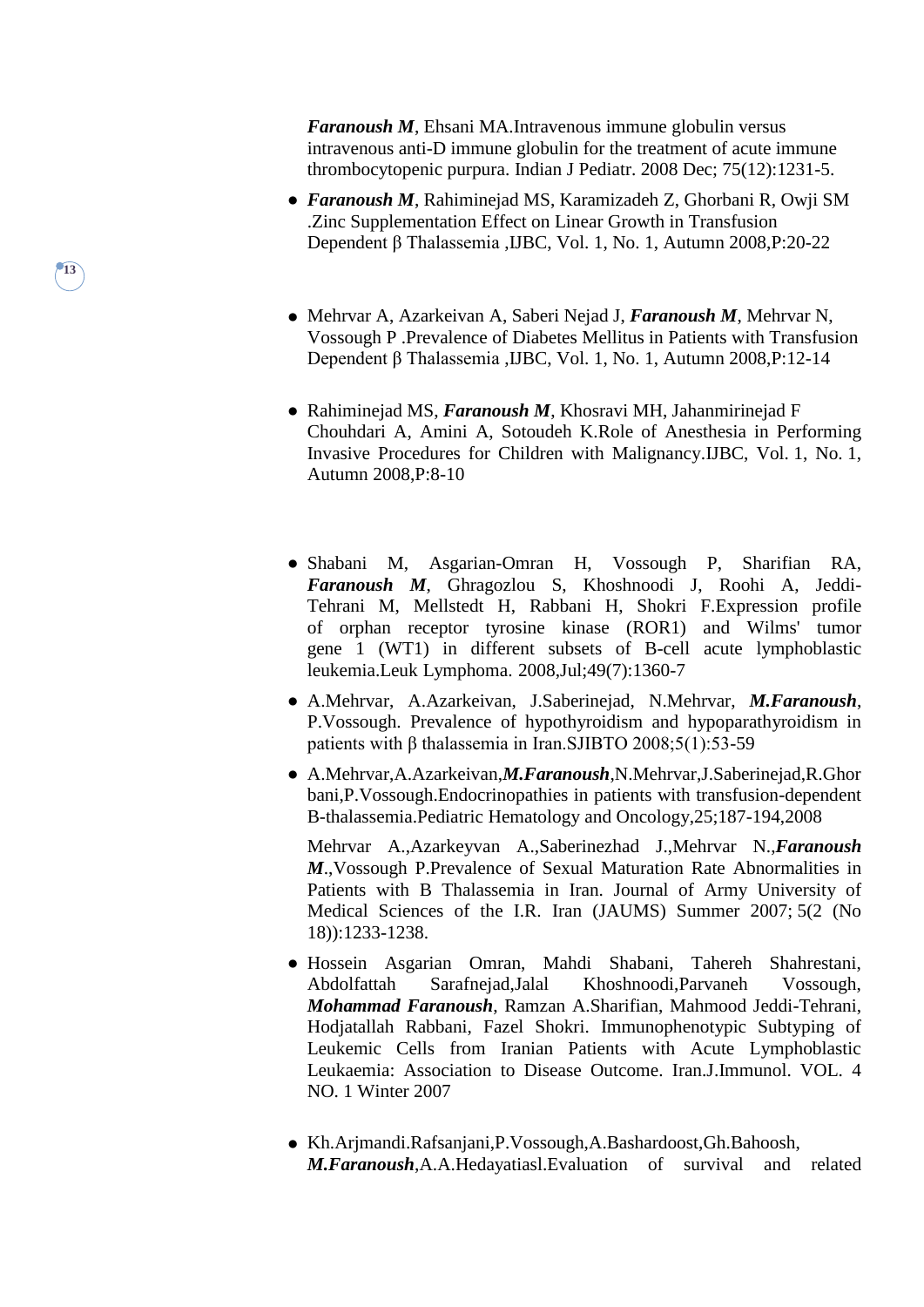*Faranoush M*, Ehsani MA.Intravenous immune globulin versus intravenous anti-D immune globulin for the treatment of acute immune thrombocytopenic purpura. Indian J Pediatr. 2008 Dec; 75(12):1231-5.

- ***Faranoush M***, Rahiminejad MS, Karamizadeh Z, Ghorbani R, Owji SM .Zinc Supplementation Effect on Linear Growth in Transfusion Dependent β Thalassemia ,IJBC, Vol. 1, No. 1, Autumn 2008,P:20-22

- Mehrvar A, Azarkeivan A, Saberi Nejad J, ***Faranoush M***, Mehrvar N, Vossough P .Prevalence of Diabetes Mellitus in Patients with Transfusion Dependent β Thalassemia ,IJBC, Vol. 1, No. 1, Autumn 2008,P:12-14

- Rahiminejad MS, ***Faranoush M***, Khosravi MH, Jahanmirinejad F Chouhdari A, Amini A, Sotoudeh K.Role of Anesthesia in Performing Invasive Procedures for Children with Malignancy.IJBC, Vol. 1, No. 1, Autumn 2008,P:8-10

- Shabani M, Asgarian-Omran H, Vossough P, Sharifian RA, ***Faranoush M***, Ghragozlou S, Khoshnoodi J, Roohi A, Jeddi-Tehrani M, Mellstedt H, Rabbani H, Shokri F.Expression profile of orphan receptor tyrosine kinase (ROR1) and Wilms' tumor gene 1 (WT1) in different subsets of B-cell acute lymphoblastic leukemia.Leuk Lymphoma. 2008,Jul;49(7):1360-7
- A.Mehrvar, A.Azarkeivan, J.Saberinejad, N.Mehrvar, ***M.Faranoush***, P.Vossough. Prevalence of hypothyroidism and hypoparathyroidism in patients with β thalassemia in Iran.SJIBTO 2008;5(1):53-59
- A.Mehrvar,A.Azarkeivan,***M.Faranoush***,N.Mehrvar,J.Saberinejad,R.Ghorbani,P.Vossough.Endocrinopathies in patients with transfusion-dependent B-thalassemia.Pediatric Hematology and Oncology,25;187-194,2008

  Mehrvar A.,Azarkeyvan A.,Saberinezhad J.,Mehrvar N.,***Faranoush M***.,Vossough P.Prevalence of Sexual Maturation Rate Abnormalities in Patients with B Thalassemia in Iran. Journal of Army University of Medical Sciences of the I.R. Iran (JAUMS) Summer 2007; 5(2 (No 18)):1233-1238.
- Hossein Asgarian Omran, Mahdi Shabani, Tahereh Shahrestani, Abdolfattah Sarafnejad,Jalal Khoshnoodi,Parvaneh Vossough, ***Mohammad Faranoush***, Ramzan A.Sharifian, Mahmood Jeddi-Tehrani, Hodjatallah Rabbani, Fazel Shokri. Immunophenotypic Subtyping of Leukemic Cells from Iranian Patients with Acute Lymphoblastic Leukaemia: Association to Disease Outcome. Iran.J.Immunol. VOL. 4 NO. 1 Winter 2007

- Kh.Arjmandi.Rafsanjani,P.Vossough,A.Bashardoost,Gh.Bahoosh, ***M.Faranoush***,A.A.Hedayatiasl.Evaluation of survival and related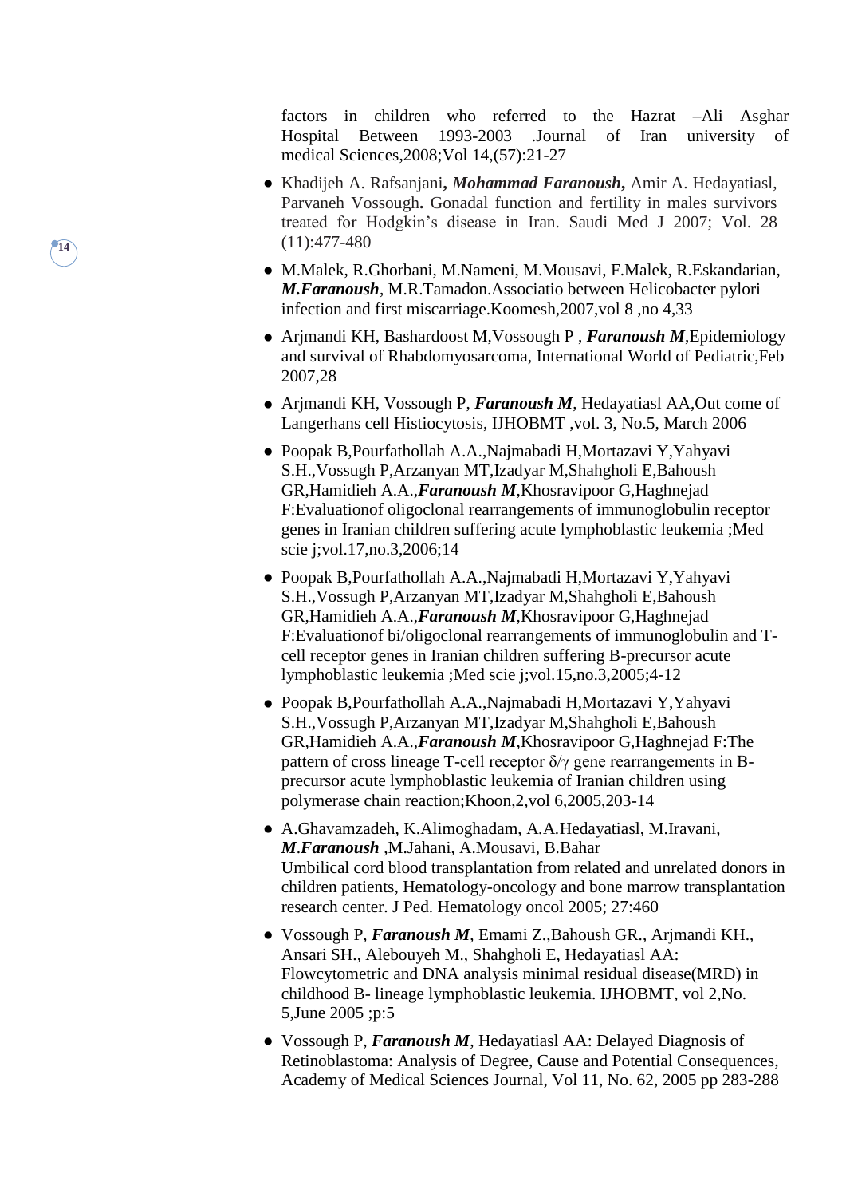factors in children who referred to the Hazrat –Ali Asghar Hospital Between 1993-2003 .Journal of Iran university of medical Sciences,2008;Vol 14,(57):21-27

- Khadijeh A. Rafsanjani**,** ***Mohammad Faranoush*****,** Amir A. Hedayatiasl, Parvaneh Vossough**.** Gonadal function and fertility in males survivors treated for Hodgkin's disease in Iran. Saudi Med J 2007; Vol. 28 (11):477-480
- M.Malek, R.Ghorbani, M.Nameni, M.Mousavi, F.Malek, R.Eskandarian, ***M.Faranoush***, M.R.Tamadon.Associatio between Helicobacter pylori infection and first miscarriage.Koomesh,2007,vol 8 ,no 4,33
- Arjmandi KH, Bashardoost M,Vossough P , ***Faranoush M***,Epidemiology and survival of Rhabdomyosarcoma, International World of Pediatric,Feb 2007,28
- Arjmandi KH, Vossough P, ***Faranoush M***, Hedayatiasl AA,Out come of Langerhans cell Histiocytosis, IJHOBMT ,vol. 3, No.5, March 2006
- Poopak B,Pourfathollah A.A.,Najmabadi H,Mortazavi Y,Yahyavi S.H.,Vossugh P,Arzanyan MT,Izadyar M,Shahgholi E,Bahoush GR,Hamidieh A.A.,***Faranoush M***,Khosravipoor G,Haghnejad F:Evaluationof oligoclonal rearrangements of immunoglobulin receptor genes in Iranian children suffering acute lymphoblastic leukemia ;Med scie j;vol.17,no.3,2006;14
- Poopak B,Pourfathollah A.A.,Najmabadi H,Mortazavi Y,Yahyavi S.H.,Vossugh P,Arzanyan MT,Izadyar M,Shahgholi E,Bahoush GR,Hamidieh A.A.,***Faranoush M***,Khosravipoor G,Haghnejad F:Evaluationof bi/oligoclonal rearrangements of immunoglobulin and T-cell receptor genes in Iranian children suffering B-precursor acute lymphoblastic leukemia ;Med scie j;vol.15,no.3,2005;4-12
- Poopak B,Pourfathollah A.A.,Najmabadi H,Mortazavi Y,Yahyavi S.H.,Vossugh P,Arzanyan MT,Izadyar M,Shahgholi E,Bahoush GR,Hamidieh A.A.,***Faranoush M***,Khosravipoor G,Haghnejad F:The pattern of cross lineage T-cell receptor δ/γ gene rearrangements in B-precursor acute lymphoblastic leukemia of Iranian children using polymerase chain reaction;Khoon,2,vol 6,2005,203-14
- A.Ghavamzadeh, K.Alimoghadam, A.A.Hedayatiasl, M.Iravani, ***M.Faranoush*** ,M.Jahani, A.Mousavi, B.Bahar
  Umbilical cord blood transplantation from related and unrelated donors in children patients, Hematology-oncology and bone marrow transplantation research center. J Ped. Hematology oncol 2005; 27:460
- Vossough P, ***Faranoush M***, Emami Z.,Bahoush GR., Arjmandi KH., Ansari SH., Alebouyeh M., Shahgholi E, Hedayatiasl AA: Flowcytometric and DNA analysis minimal residual disease(MRD) in childhood B- lineage lymphoblastic leukemia. IJHOBMT, vol 2,No. 5,June 2005 ;p:5
- Vossough P, ***Faranoush M***, Hedayatiasl AA: Delayed Diagnosis of Retinoblastoma: Analysis of Degree, Cause and Potential Consequences, Academy of Medical Sciences Journal, Vol 11, No. 62, 2005 pp 283-288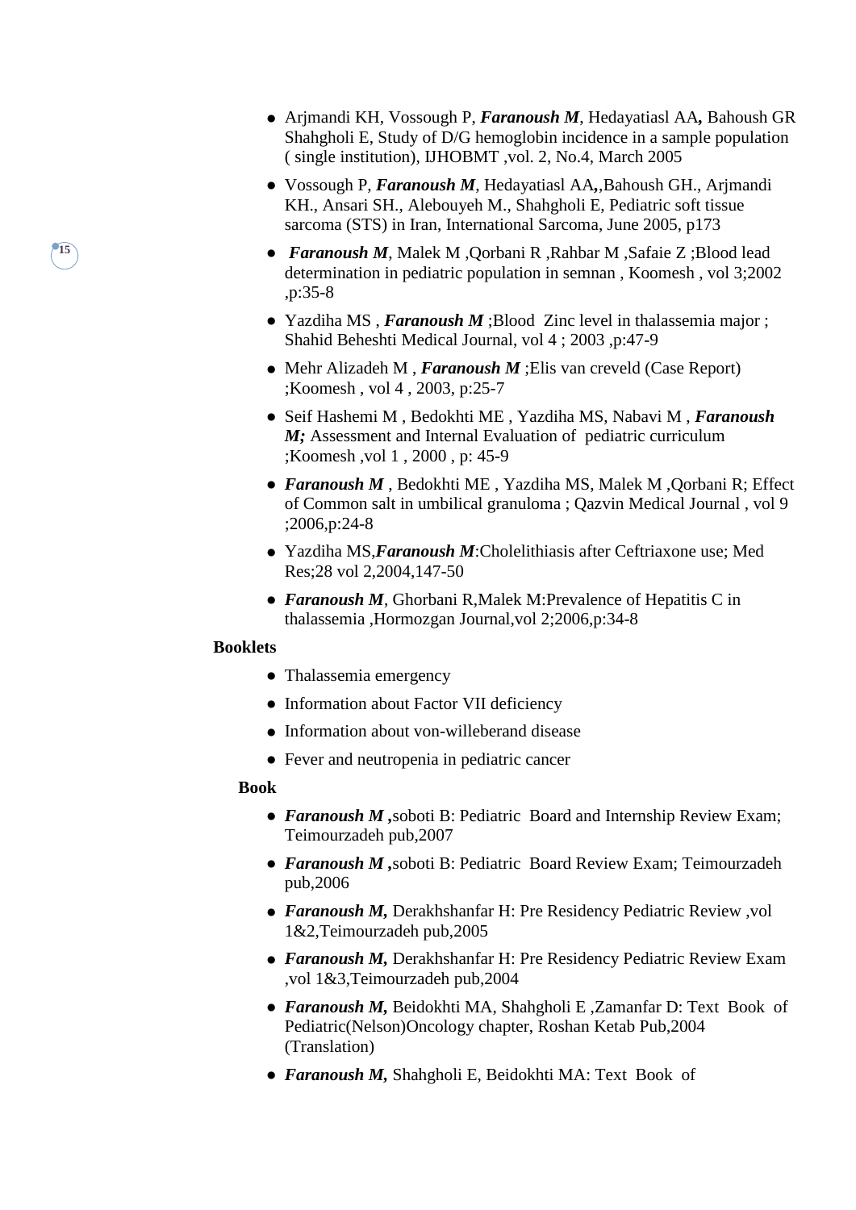- Arjmandi KH, Vossough P, ***Faranoush M***, Hedayatiasl AA**,** Bahoush GR Shahgholi E, Study of D/G hemoglobin incidence in a sample population ( single institution), IJHOBMT ,vol. 2, No.4, March 2005
- Vossough P, ***Faranoush M***, Hedayatiasl AA**,**,Bahoush GH., Arjmandi KH., Ansari SH., Alebouyeh M., Shahgholi E, Pediatric soft tissue sarcoma (STS) in Iran, International Sarcoma, June 2005, p173
- ***Faranoush M***, Malek M ,Qorbani R ,Rahbar M ,Safaie Z ;Blood lead determination in pediatric population in semnan , Koomesh , vol 3;2002 ,p:35-8
- Yazdiha MS , ***Faranoush M*** ;Blood Zinc level in thalassemia major ; Shahid Beheshti Medical Journal, vol 4 ; 2003 ,p:47-9
- Mehr Alizadeh M , ***Faranoush M*** ;Elis van creveld (Case Report) ;Koomesh , vol 4 , 2003, p:25-7
- Seif Hashemi M , Bedokhti ME , Yazdiha MS, Nabavi M , ***Faranoush M;*** Assessment and Internal Evaluation of pediatric curriculum ;Koomesh ,vol 1 , 2000 , p: 45-9
- ***Faranoush M*** , Bedokhti ME , Yazdiha MS, Malek M ,Qorbani R; Effect of Common salt in umbilical granuloma ; Qazvin Medical Journal , vol 9 ;2006,p:24-8
- Yazdiha MS,***Faranoush M***:Cholelithiasis after Ceftriaxone use; Med Res;28 vol 2,2004,147-50
- ***Faranoush M***, Ghorbani R,Malek M:Prevalence of Hepatitis C in thalassemia ,Hormozgan Journal,vol 2;2006,p:34-8

**Booklets**

- Thalassemia emergency
- Information about Factor VII deficiency
- Information about von-willeberand disease
- Fever and neutropenia in pediatric cancer

**Book**

- ***Faranoush M*** **,**soboti B: Pediatric Board and Internship Review Exam; Teimourzadeh pub,2007
- ***Faranoush M*** **,**soboti B: Pediatric Board Review Exam; Teimourzadeh pub,2006
- ***Faranoush M,*** Derakhshanfar H: Pre Residency Pediatric Review ,vol 1&2,Teimourzadeh pub,2005
- ***Faranoush M,*** Derakhshanfar H: Pre Residency Pediatric Review Exam ,vol 1&3,Teimourzadeh pub,2004
- ***Faranoush M,*** Beidokhti MA, Shahgholi E ,Zamanfar D: Text Book of Pediatric(Nelson)Oncology chapter, Roshan Ketab Pub,2004 (Translation)
- ***Faranoush M,*** Shahgholi E, Beidokhti MA: Text Book of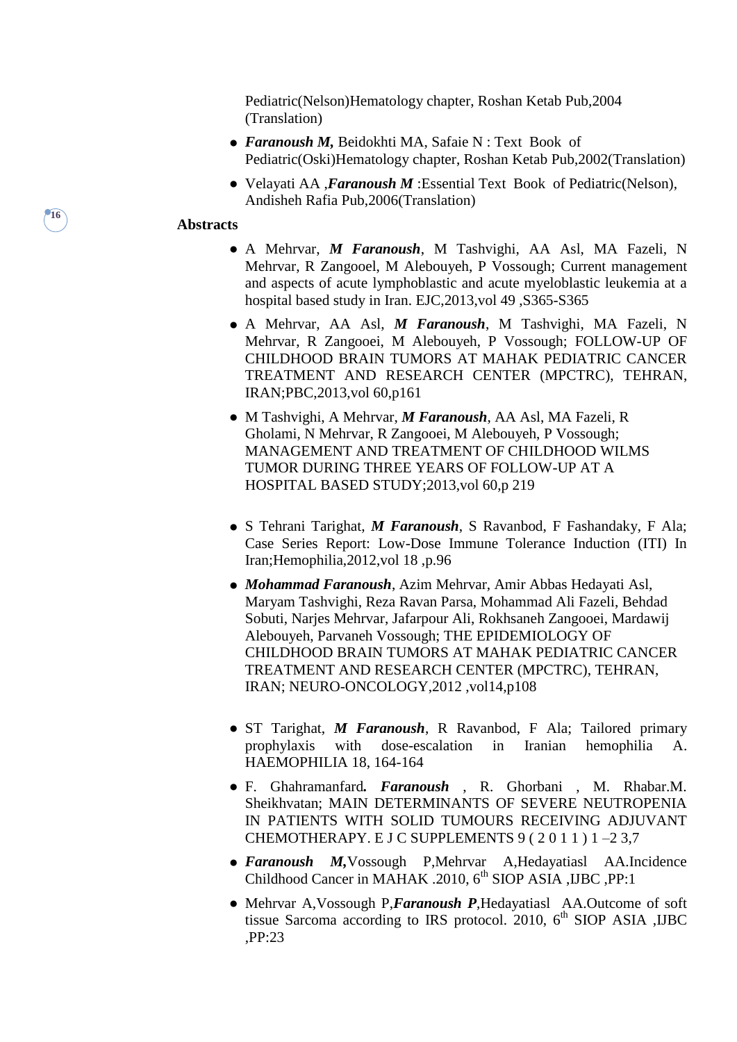Pediatric(Nelson)Hematology chapter, Roshan Ketab Pub,2004 (Translation)

- ***Faranoush M,*** Beidokhti MA, Safaie N : Text Book of Pediatric(Oski)Hematology chapter, Roshan Ketab Pub,2002(Translation)
- Velayati AA ,***Faranoush M*** :Essential Text Book of Pediatric(Nelson), Andisheh Rafia Pub,2006(Translation)

**Abstracts**

- A Mehrvar, ***M Faranoush***, M Tashvighi, AA Asl, MA Fazeli, N Mehrvar, R Zangooel, M Alebouyeh, P Vossough; Current management and aspects of acute lymphoblastic and acute myeloblastic leukemia at a hospital based study in Iran. EJC,2013,vol 49 ,S365-S365
- A Mehrvar, AA Asl, ***M Faranoush***, M Tashvighi, MA Fazeli, N Mehrvar, R Zangooei, M Alebouyeh, P Vossough; FOLLOW-UP OF CHILDHOOD BRAIN TUMORS AT MAHAK PEDIATRIC CANCER TREATMENT AND RESEARCH CENTER (MPCTRC), TEHRAN, IRAN;PBC,2013,vol 60,p161
- M Tashvighi, A Mehrvar, ***M Faranoush***, AA Asl, MA Fazeli, R Gholami, N Mehrvar, R Zangooei, M Alebouyeh, P Vossough; MANAGEMENT AND TREATMENT OF CHILDHOOD WILMS TUMOR DURING THREE YEARS OF FOLLOW-UP AT A HOSPITAL BASED STUDY;2013,vol 60,p 219
- S Tehrani Tarighat, ***M Faranoush***, S Ravanbod, F Fashandaky, F Ala; Case Series Report: Low-Dose Immune Tolerance Induction (ITI) In Iran;Hemophilia,2012,vol 18 ,p.96
- ***Mohammad Faranoush***, Azim Mehrvar, Amir Abbas Hedayati Asl, Maryam Tashvighi, Reza Ravan Parsa, Mohammad Ali Fazeli, Behdad Sobuti, Narjes Mehrvar, Jafarpour Ali, Rokhsaneh Zangooei, Mardawij Alebouyeh, Parvaneh Vossough; THE EPIDEMIOLOGY OF CHILDHOOD BRAIN TUMORS AT MAHAK PEDIATRIC CANCER TREATMENT AND RESEARCH CENTER (MPCTRC), TEHRAN, IRAN; NEURO-ONCOLOGY,2012 ,vol14,p108
- ST Tarighat, ***M Faranoush***, R Ravanbod, F Ala; Tailored primary prophylaxis with dose-escalation in Iranian hemophilia A. HAEMOPHILIA 18, 164-164
- F. Ghahramanfard***. Faranoush*** , R. Ghorbani , M. Rhabar.M. Sheikhvatan; MAIN DETERMINANTS OF SEVERE NEUTROPENIA IN PATIENTS WITH SOLID TUMOURS RECEIVING ADJUVANT CHEMOTHERAPY. E J C SUPPLEMENTS 9 ( 2 0 1 1 ) 1 –2 3,7
- ***Faranoush M,***Vossough P,Mehrvar A,Hedayatiasl AA.Incidence Childhood Cancer in MAHAK .2010, 6th SIOP ASIA ,IJBC ,PP:1
- Mehrvar A,Vossough P,***Faranoush P***,Hedayatiasl AA.Outcome of soft tissue Sarcoma according to IRS protocol. 2010, 6th SIOP ASIA ,IJBC ,PP:23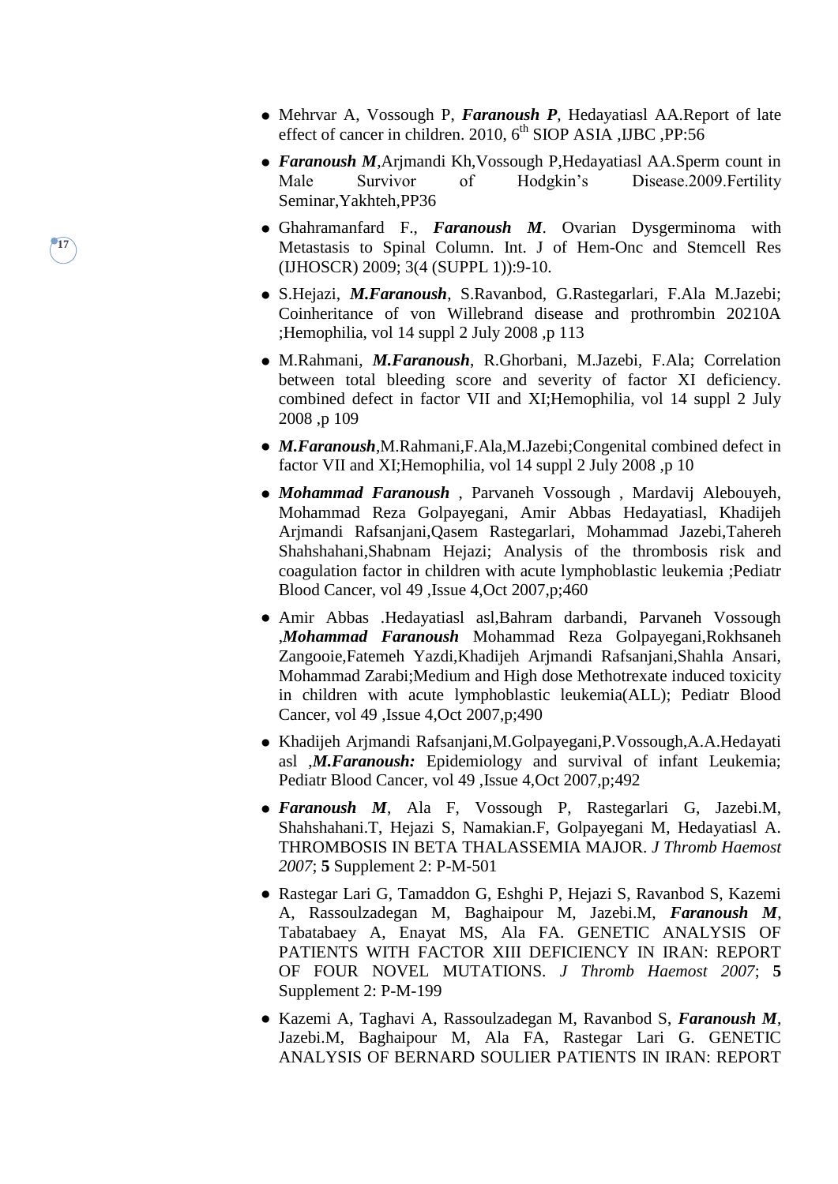- Mehrvar A, Vossough P, ***Faranoush P***, Hedayatiasl AA.Report of late effect of cancer in children. 2010, 6th SIOP ASIA ,IJBC ,PP:56
- ***Faranoush M***,Arjmandi Kh,Vossough P,Hedayatiasl AA.Sperm count in Male Survivor of Hodgkin's Disease.2009.Fertility Seminar,Yakhteh,PP36
- Ghahramanfard F., ***Faranoush M***. Ovarian Dysgerminoma with Metastasis to Spinal Column. Int. J of Hem-Onc and Stemcell Res (IJHOSCR) 2009; 3(4 (SUPPL 1)):9-10.
- S.Hejazi, ***M.Faranoush***, S.Ravanbod, G.Rastegarlari, F.Ala M.Jazebi; Coinheritance of von Willebrand disease and prothrombin 20210A ;Hemophilia, vol 14 suppl 2 July 2008 ,p 113
- M.Rahmani, ***M.Faranoush***, R.Ghorbani, M.Jazebi, F.Ala; Correlation between total bleeding score and severity of factor XI deficiency. combined defect in factor VII and XI;Hemophilia, vol 14 suppl 2 July 2008 ,p 109
- ***M.Faranoush***,M.Rahmani,F.Ala,M.Jazebi;Congenital combined defect in factor VII and XI;Hemophilia, vol 14 suppl 2 July 2008 ,p 10
- ***Mohammad Faranoush*** , Parvaneh Vossough , Mardavij Alebouyeh, Mohammad Reza Golpayegani, Amir Abbas Hedayatiasl, Khadijeh Arjmandi Rafsanjani,Qasem Rastegarlari, Mohammad Jazebi,Tahereh Shahshahani,Shabnam Hejazi; Analysis of the thrombosis risk and coagulation factor in children with acute lymphoblastic leukemia ;Pediatr Blood Cancer, vol 49 ,Issue 4,Oct 2007,p;460
- Amir Abbas .Hedayatiasl asl,Bahram darbandi, Parvaneh Vossough ,***Mohammad Faranoush*** Mohammad Reza Golpayegani,Rokhsaneh Zangooie,Fatemeh Yazdi,Khadijeh Arjmandi Rafsanjani,Shahla Ansari, Mohammad Zarabi;Medium and High dose Methotrexate induced toxicity in children with acute lymphoblastic leukemia(ALL); Pediatr Blood Cancer, vol 49 ,Issue 4,Oct 2007,p;490
- Khadijeh Arjmandi Rafsanjani,M.Golpayegani,P.Vossough,A.A.Hedayati asl ,***M.Faranoush:*** Epidemiology and survival of infant Leukemia; Pediatr Blood Cancer, vol 49 ,Issue 4,Oct 2007,p;492
- ***Faranoush M***, Ala F, Vossough P, Rastegarlari G, Jazebi.M, Shahshahani.T, Hejazi S, Namakian.F, Golpayegani M, Hedayatiasl A. THROMBOSIS IN BETA THALASSEMIA MAJOR. *J Thromb Haemost 2007*; **5** Supplement 2: P-M-501
- Rastegar Lari G, Tamaddon G, Eshghi P, Hejazi S, Ravanbod S, Kazemi A, Rassoulzadegan M, Baghaipour M, Jazebi.M, ***Faranoush M***, Tabatabaey A, Enayat MS, Ala FA. GENETIC ANALYSIS OF PATIENTS WITH FACTOR XIII DEFICIENCY IN IRAN: REPORT OF FOUR NOVEL MUTATIONS. *J Thromb Haemost 2007*; **5** Supplement 2: P-M-199
- Kazemi A, Taghavi A, Rassoulzadegan M, Ravanbod S, ***Faranoush M***, Jazebi.M, Baghaipour M, Ala FA, Rastegar Lari G. GENETIC ANALYSIS OF BERNARD SOULIER PATIENTS IN IRAN: REPORT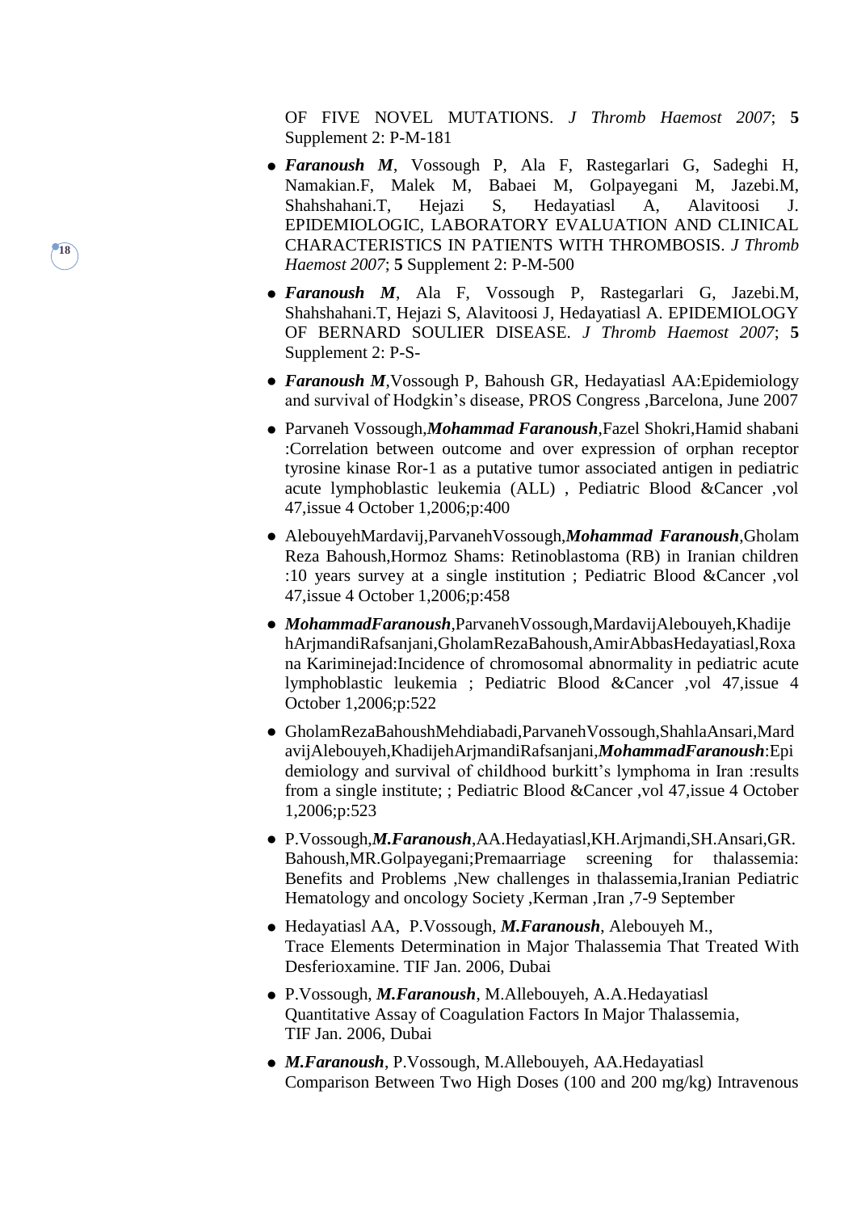OF FIVE NOVEL MUTATIONS. *J Thromb Haemost 2007*; **5** Supplement 2: P-M-181

- ***Faranoush M***, Vossough P, Ala F, Rastegarlari G, Sadeghi H, Namakian.F, Malek M, Babaei M, Golpayegani M, Jazebi.M, Shahshahani.T, Hejazi S, Hedayatiasl A, Alavitoosi J. EPIDEMIOLOGIC, LABORATORY EVALUATION AND CLINICAL CHARACTERISTICS IN PATIENTS WITH THROMBOSIS. *J Thromb Haemost 2007*; **5** Supplement 2: P-M-500
- ***Faranoush M***, Ala F, Vossough P, Rastegarlari G, Jazebi.M, Shahshahani.T, Hejazi S, Alavitoosi J, Hedayatiasl A. EPIDEMIOLOGY OF BERNARD SOULIER DISEASE. *J Thromb Haemost 2007*; **5** Supplement 2: P-S-
- ***Faranoush M***,Vossough P, Bahoush GR, Hedayatiasl AA:Epidemiology and survival of Hodgkin's disease, PROS Congress ,Barcelona, June 2007
- Parvaneh Vossough,***Mohammad Faranoush***,Fazel Shokri,Hamid shabani :Correlation between outcome and over expression of orphan receptor tyrosine kinase Ror-1 as a putative tumor associated antigen in pediatric acute lymphoblastic leukemia (ALL) , Pediatric Blood &Cancer ,vol 47,issue 4 October 1,2006;p:400
- AlebouyehMardavij,ParvanehVossough,***Mohammad Faranoush***,Gholam Reza Bahoush,Hormoz Shams: Retinoblastoma (RB) in Iranian children :10 years survey at a single institution ; Pediatric Blood &Cancer ,vol 47,issue 4 October 1,2006;p:458
- ***MohammadFaranoush***,ParvanehVossough,MardavijAlebouyeh,KhadijehArjmandiRafsanjani,GholamRezaBahoush,AmirAbbasHedayatiasl,Roxana Kariminejad:Incidence of chromosomal abnormality in pediatric acute lymphoblastic leukemia ; Pediatric Blood &Cancer ,vol 47,issue 4 October 1,2006;p:522
- GholamRezaBahoushMehdiabadi,ParvanehVossough,ShahlaAnsari,MardavijAlebouyeh,KhadijehArjmandiRafsanjani,***MohammadFaranoush***:Epidemiology and survival of childhood burkitt's lymphoma in Iran :results from a single institute; ; Pediatric Blood &Cancer ,vol 47,issue 4 October 1,2006;p:523
- P.Vossough,***M.Faranoush***,AA.Hedayatiasl,KH.Arjmandi,SH.Ansari,GR. Bahoush,MR.Golpayegani;Premaarriage screening for thalassemia: Benefits and Problems ,New challenges in thalassemia,Iranian Pediatric Hematology and oncology Society ,Kerman ,Iran ,7-9 September
- Hedayatiasl AA, P.Vossough, ***M.Faranoush***, Alebouyeh M., Trace Elements Determination in Major Thalassemia That Treated With Desferioxamine. TIF Jan. 2006, Dubai
- P.Vossough, ***M.Faranoush***, M.Allebouyeh, A.A.Hedayatiasl Quantitative Assay of Coagulation Factors In Major Thalassemia, TIF Jan. 2006, Dubai
- ***M.Faranoush***, P.Vossough, M.Allebouyeh, AA.Hedayatiasl Comparison Between Two High Doses (100 and 200 mg/kg) Intravenous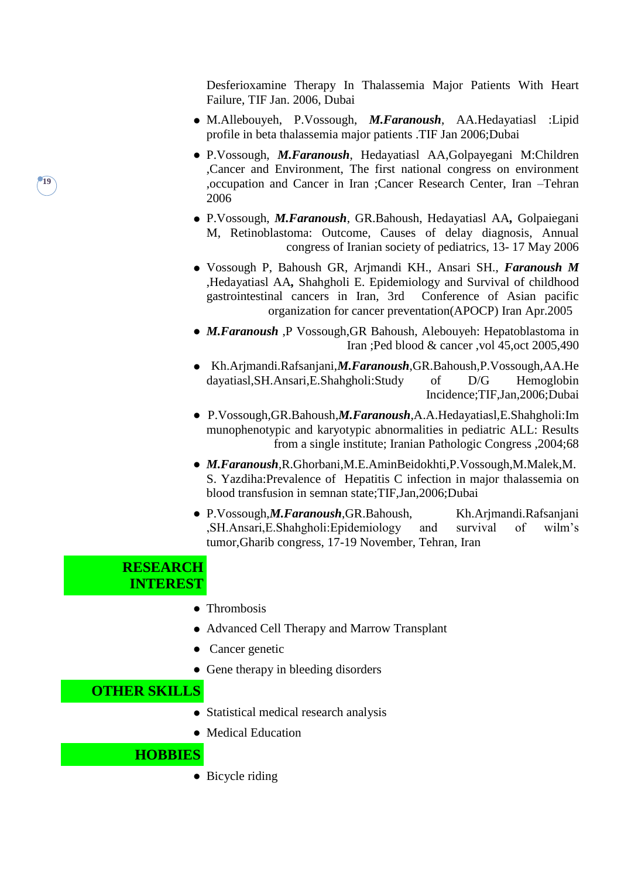Desferioxamine Therapy In Thalassemia Major Patients With Heart Failure, TIF Jan. 2006, Dubai

- M.Allebouyeh, P.Vossough, ***M.Faranoush***, AA.Hedayatiasl :Lipid profile in beta thalassemia major patients .TIF Jan 2006;Dubai
- P.Vossough, ***M.Faranoush***, Hedayatiasl AA,Golpayegani M:Children ,Cancer and Environment, The first national congress on environment ,occupation and Cancer in Iran ;Cancer Research Center, Iran –Tehran 2006
- P.Vossough, ***M.Faranoush***, GR.Bahoush, Hedayatiasl AA**,** Golpaiegani M, Retinoblastoma: Outcome, Causes of delay diagnosis, Annual congress of Iranian society of pediatrics, 13- 17 May 2006
- Vossough P, Bahoush GR, Arjmandi KH., Ansari SH., ***Faranoush M*** ,Hedayatiasl AA**,** Shahgholi E. Epidemiology and Survival of childhood gastrointestinal cancers in Iran, 3rd Conference of Asian pacific organization for cancer preventation(APOCP) Iran Apr.2005
- ***M.Faranoush*** ,P Vossough,GR Bahoush, Alebouyeh: Hepatoblastoma in Iran ;Ped blood & cancer ,vol 45,oct 2005,490
- Kh.Arjmandi.Rafsanjani,***M.Faranoush***,GR.Bahoush,P.Vossough,AA.Hedayatiasl,SH.Ansari,E.Shahgholi:Study of D/G Hemoglobin Incidence;TIF,Jan,2006;Dubai
- P.Vossough,GR.Bahoush,***M.Faranoush***,A.A.Hedayatiasl,E.Shahgholi:Immunophenotypic and karyotypic abnormalities in pediatric ALL: Results from a single institute; Iranian Pathologic Congress ,2004;68
- ***M.Faranoush***,R.Ghorbani,M.E.AminBeidokhti,P.Vossough,M.Malek,M.S. Yazdiha:Prevalence of Hepatitis C infection in major thalassemia on blood transfusion in semnan state;TIF,Jan,2006;Dubai
- P.Vossough,***M.Faranoush***,GR.Bahoush, Kh.Arjmandi.Rafsanjani ,SH.Ansari,E.Shahgholi:Epidemiology and survival of wilm's tumor,Gharib congress, 17-19 November, Tehran, Iran

## RESEARCH INTEREST

- Thrombosis
- Advanced Cell Therapy and Marrow Transplant
- Cancer genetic
- Gene therapy in bleeding disorders

## OTHER SKILLS

- Statistical medical research analysis
- Medical Education

## HOBBIES

- Bicycle riding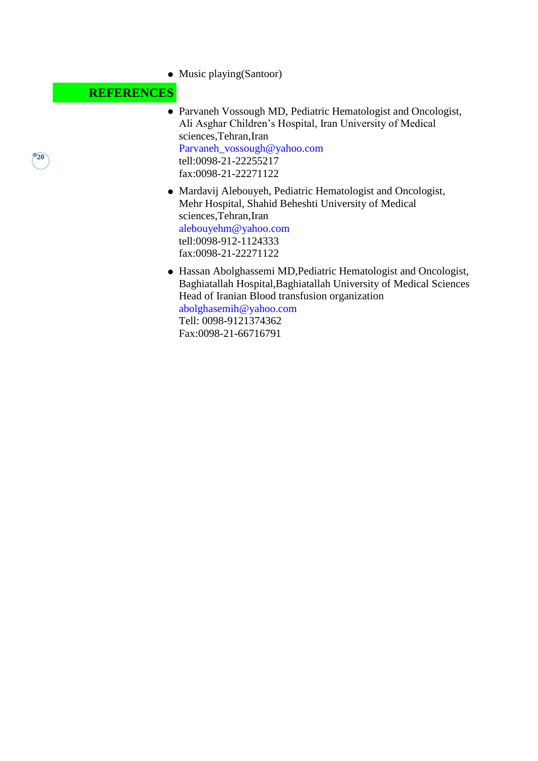- Music playing(Santoor)

## REFERENCES

- Parvaneh Vossough MD, Pediatric Hematologist and Oncologist, Ali Asghar Children's Hospital, Iran University of Medical sciences,Tehran,Iran
  Parvaneh_vossough@yahoo.com
  tell:0098-21-22255217
  fax:0098-21-22271122
- Mardavij Alebouyeh, Pediatric Hematologist and Oncologist, Mehr Hospital, Shahid Beheshti University of Medical sciences,Tehran,Iran
  alebouyehm@yahoo.com
  tell:0098-912-1124333
  fax:0098-21-22271122
- Hassan Abolghassemi MD,Pediatric Hematologist and Oncologist, Baghiatallah Hospital,Baghiatallah University of Medical Sciences Head of Iranian Blood transfusion organization
  abolghasemih@yahoo.com
  Tell: 0098-9121374362
  Fax:0098-21-66716791